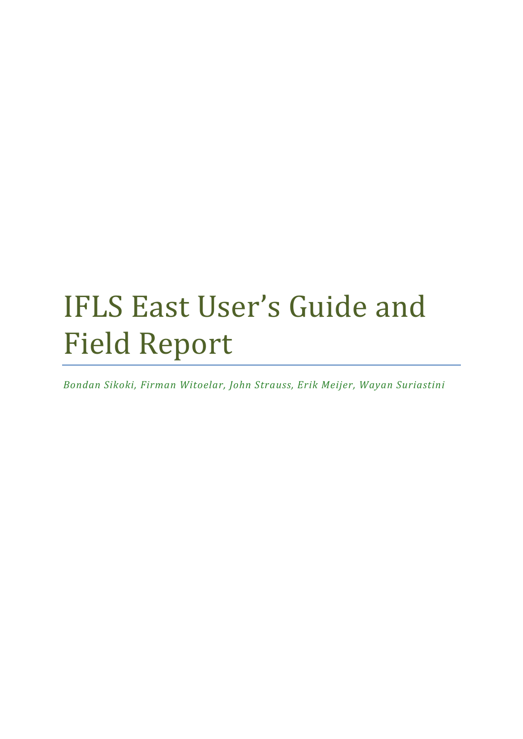# IFLS East User's Guide and Field Report

*Bondan Sikoki, Firman Witoelar, John Strauss, Erik Meijer, Wayan Suriastini*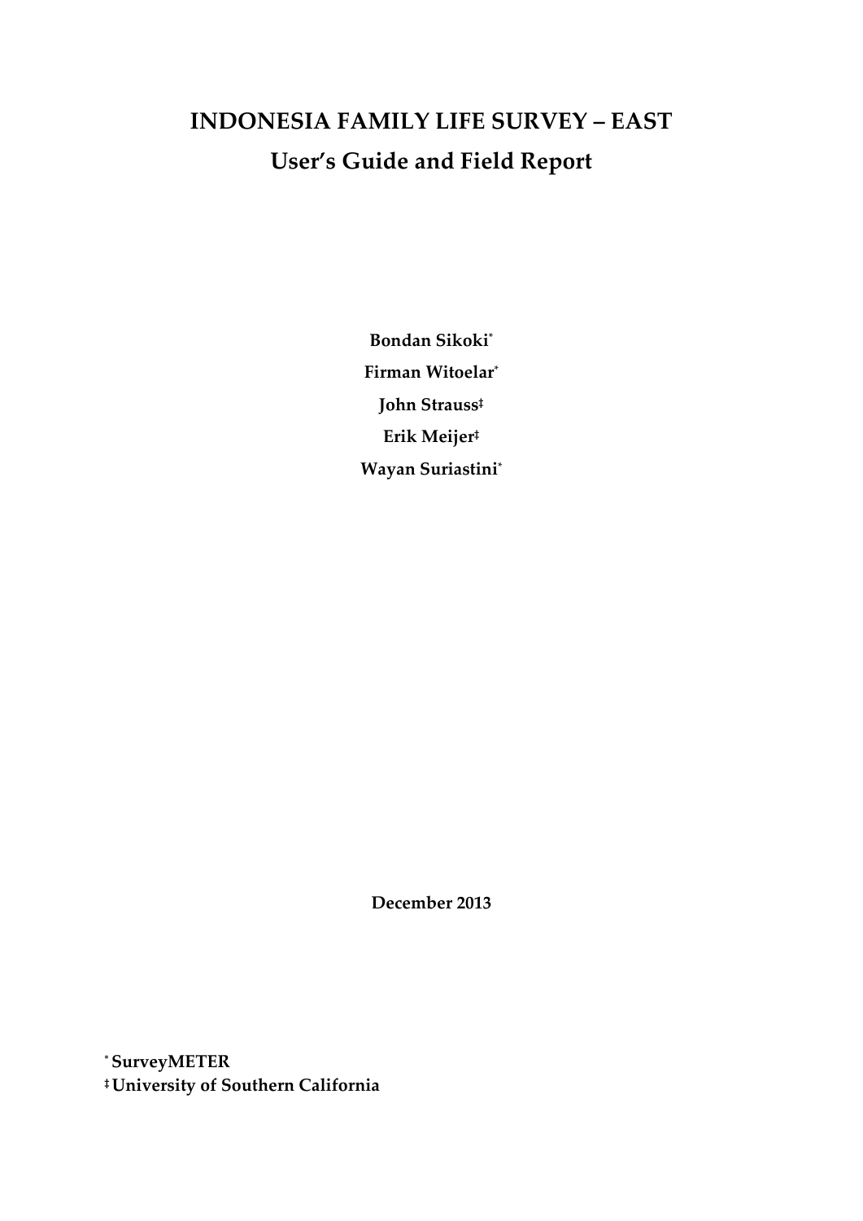# INDONESIA FAMILY LIFE SURVEY – EAST

## User's Guide and Field Report

**Bondan Sikoki***

**Firman Witoelar***

**John Strauss‡**

**Erik Meijer‡**

**Wayan Suriastini***

**December 2013**

\* **SurveyMETER**

‡ **University of Southern California**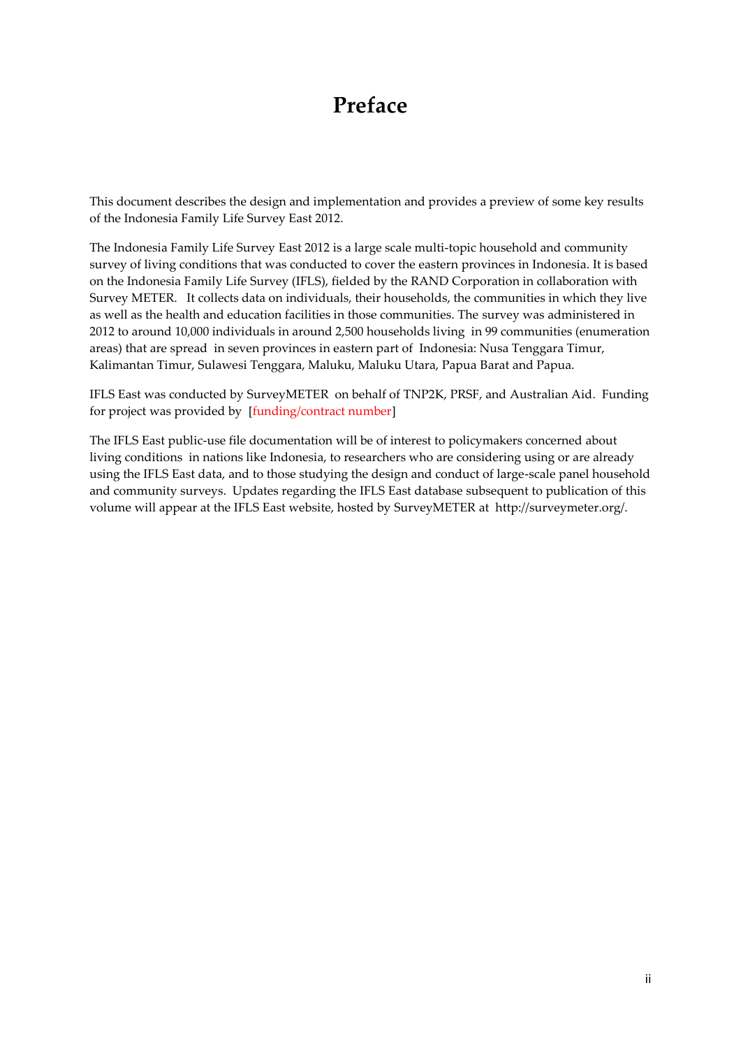# Preface

This document describes the design and implementation and provides a preview of some key results of the Indonesia Family Life Survey East 2012.

The Indonesia Family Life Survey East 2012 is a large scale multi-topic household and community survey of living conditions that was conducted to cover the eastern provinces in Indonesia. It is based on the Indonesia Family Life Survey (IFLS), fielded by the RAND Corporation in collaboration with Survey METER. It collects data on individuals, their households, the communities in which they live as well as the health and education facilities in those communities. The survey was administered in 2012 to around 10,000 individuals in around 2,500 households living in 99 communities (enumeration areas) that are spread in seven provinces in eastern part of Indonesia: Nusa Tenggara Timur, Kalimantan Timur, Sulawesi Tenggara, Maluku, Maluku Utara, Papua Barat and Papua.

IFLS East was conducted by SurveyMETER on behalf of TNP2K, PRSF, and Australian Aid. Funding for project was provided by [funding/contract number]

The IFLS East public-use file documentation will be of interest to policymakers concerned about living conditions in nations like Indonesia, to researchers who are considering using or are already using the IFLS East data, and to those studying the design and conduct of large-scale panel household and community surveys. Updates regarding the IFLS East database subsequent to publication of this volume will appear at the IFLS East website, hosted by SurveyMETER at http://surveymeter.org/.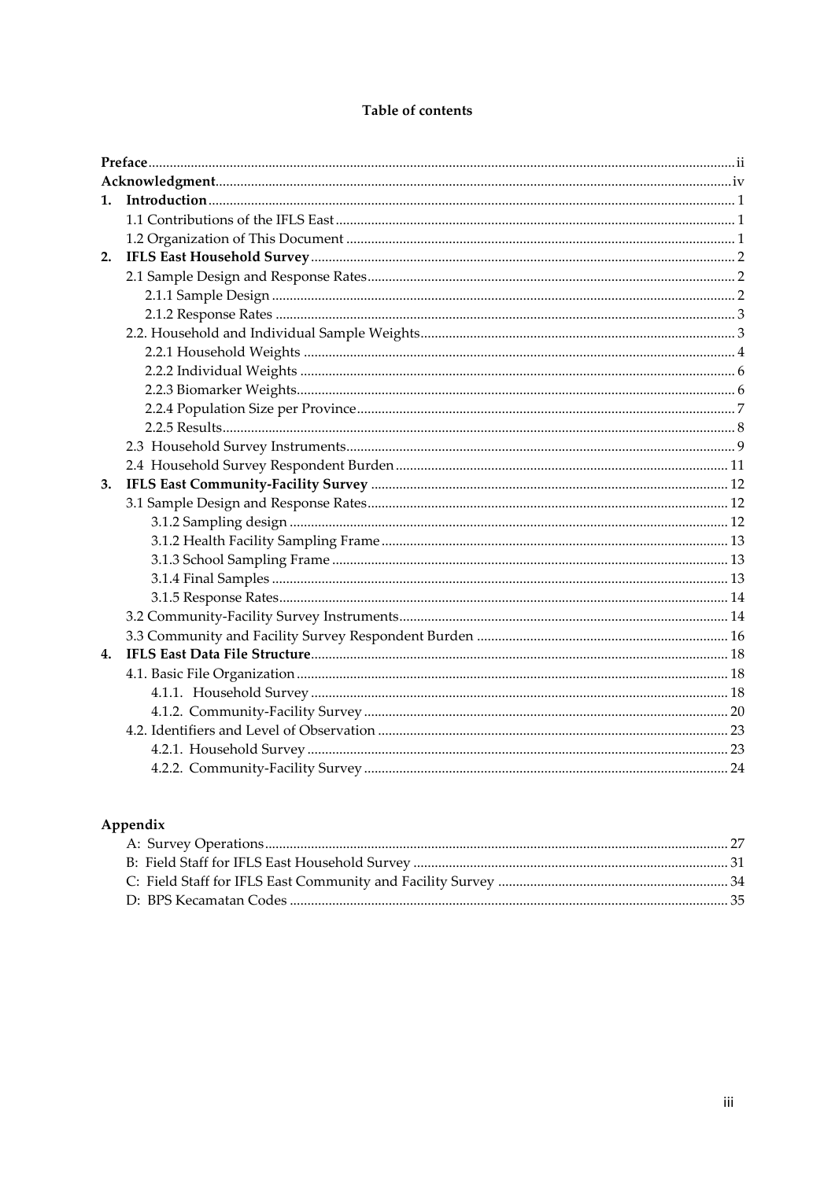# Table of contents

**Preface** ii
**Acknowledgment** iv
1. **Introduction** 1
   - 1.1 Contributions of the IFLS East 1
   - 1.2 Organization of This Document 1
2. **IFLS East Household Survey** 2
   - 2.1 Sample Design and Response Rates 2
     - 2.1.1 Sample Design 2
     - 2.1.2 Response Rates 3
   - 2.2. Household and Individual Sample Weights 3
     - 2.2.1 Household Weights 4
     - 2.2.2 Individual Weights 6
     - 2.2.3 Biomarker Weights 6
     - 2.2.4 Population Size per Province 7
     - 2.2.5 Results 8
   - 2.3 Household Survey Instruments 9
   - 2.4 Household Survey Respondent Burden 11
3. **IFLS East Community-Facility Survey** 12
   - 3.1 Sample Design and Response Rates 12
     - 3.1.2 Sampling design 12
     - 3.1.2 Health Facility Sampling Frame 13
     - 3.1.3 School Sampling Frame 13
     - 3.1.4 Final Samples 13
     - 3.1.5 Response Rates 14
   - 3.2 Community-Facility Survey Instruments 14
   - 3.3 Community and Facility Survey Respondent Burden 16
4. **IFLS East Data File Structure** 18
   - 4.1. Basic File Organization 18
     - 4.1.1. Household Survey 18
     - 4.1.2. Community-Facility Survey 20
   - 4.2. Identifiers and Level of Observation 23
     - 4.2.1. Household Survey 23
     - 4.2.2. Community-Facility Survey 24

## Appendix

- A: Survey Operations 27
- B: Field Staff for IFLS East Household Survey 31
- C: Field Staff for IFLS East Community and Facility Survey 34
- D: BPS Kecamatan Codes 35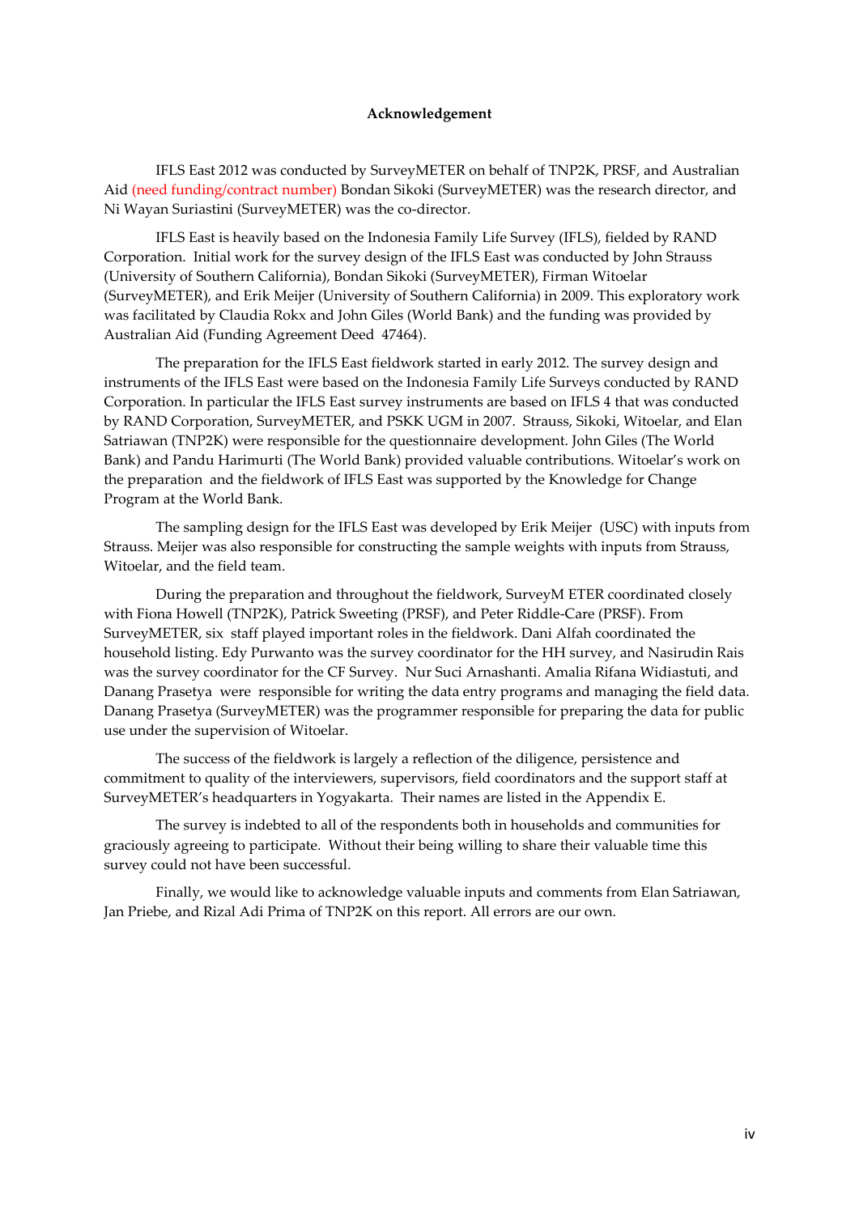**Acknowledgement**

IFLS East 2012 was conducted by SurveyMETER on behalf of TNP2K, PRSF, and Australian Aid (need funding/contract number) Bondan Sikoki (SurveyMETER) was the research director, and Ni Wayan Suriastini (SurveyMETER) was the co-director.

IFLS East is heavily based on the Indonesia Family Life Survey (IFLS), fielded by RAND Corporation. Initial work for the survey design of the IFLS East was conducted by John Strauss (University of Southern California), Bondan Sikoki (SurveyMETER), Firman Witoelar (SurveyMETER), and Erik Meijer (University of Southern California) in 2009. This exploratory work was facilitated by Claudia Rokx and John Giles (World Bank) and the funding was provided by Australian Aid (Funding Agreement Deed 47464).

The preparation for the IFLS East fieldwork started in early 2012. The survey design and instruments of the IFLS East were based on the Indonesia Family Life Surveys conducted by RAND Corporation. In particular the IFLS East survey instruments are based on IFLS 4 that was conducted by RAND Corporation, SurveyMETER, and PSKK UGM in 2007. Strauss, Sikoki, Witoelar, and Elan Satriawan (TNP2K) were responsible for the questionnaire development. John Giles (The World Bank) and Pandu Harimurti (The World Bank) provided valuable contributions. Witoelar's work on the preparation and the fieldwork of IFLS East was supported by the Knowledge for Change Program at the World Bank.

The sampling design for the IFLS East was developed by Erik Meijer (USC) with inputs from Strauss. Meijer was also responsible for constructing the sample weights with inputs from Strauss, Witoelar, and the field team.

During the preparation and throughout the fieldwork, SurveyM ETER coordinated closely with Fiona Howell (TNP2K), Patrick Sweeting (PRSF), and Peter Riddle-Care (PRSF). From SurveyMETER, six staff played important roles in the fieldwork. Dani Alfah coordinated the household listing. Edy Purwanto was the survey coordinator for the HH survey, and Nasirudin Rais was the survey coordinator for the CF Survey. Nur Suci Arnashanti. Amalia Rifana Widiastuti, and Danang Prasetya were responsible for writing the data entry programs and managing the field data. Danang Prasetya (SurveyMETER) was the programmer responsible for preparing the data for public use under the supervision of Witoelar.

The success of the fieldwork is largely a reflection of the diligence, persistence and commitment to quality of the interviewers, supervisors, field coordinators and the support staff at SurveyMETER's headquarters in Yogyakarta. Their names are listed in the Appendix E.

The survey is indebted to all of the respondents both in households and communities for graciously agreeing to participate. Without their being willing to share their valuable time this survey could not have been successful.

Finally, we would like to acknowledge valuable inputs and comments from Elan Satriawan, Jan Priebe, and Rizal Adi Prima of TNP2K on this report. All errors are our own.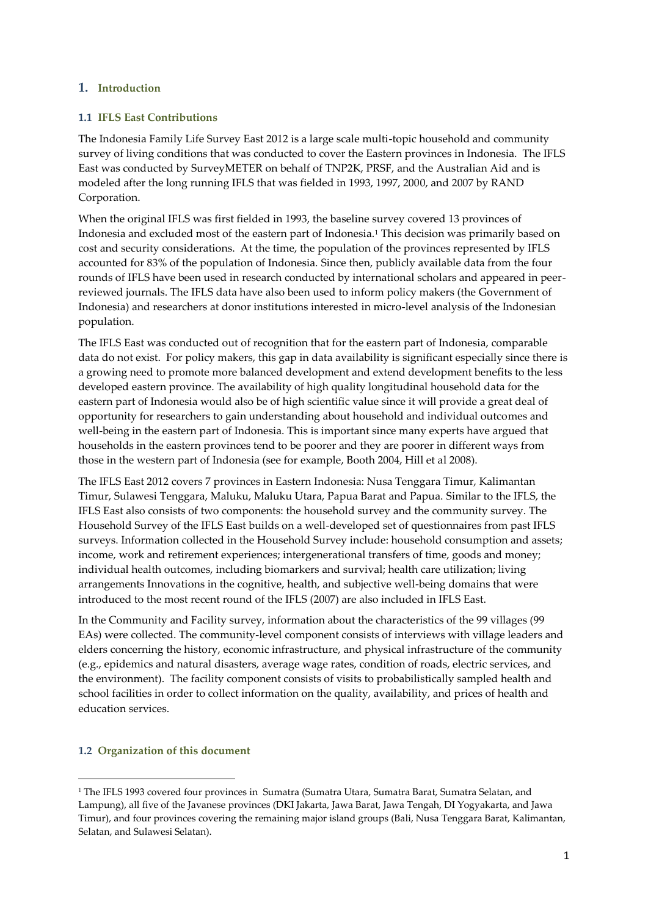# 1. Introduction

## 1.1 IFLS East Contributions

The Indonesia Family Life Survey East 2012 is a large scale multi-topic household and community survey of living conditions that was conducted to cover the Eastern provinces in Indonesia. The IFLS East was conducted by SurveyMETER on behalf of TNP2K, PRSF, and the Australian Aid and is modeled after the long running IFLS that was fielded in 1993, 1997, 2000, and 2007 by RAND Corporation.

When the original IFLS was first fielded in 1993, the baseline survey covered 13 provinces of Indonesia and excluded most of the eastern part of Indonesia.[1] This decision was primarily based on cost and security considerations. At the time, the population of the provinces represented by IFLS accounted for 83% of the population of Indonesia. Since then, publicly available data from the four rounds of IFLS have been used in research conducted by international scholars and appeared in peer-reviewed journals. The IFLS data have also been used to inform policy makers (the Government of Indonesia) and researchers at donor institutions interested in micro-level analysis of the Indonesian population.

The IFLS East was conducted out of recognition that for the eastern part of Indonesia, comparable data do not exist. For policy makers, this gap in data availability is significant especially since there is a growing need to promote more balanced development and extend development benefits to the less developed eastern province. The availability of high quality longitudinal household data for the eastern part of Indonesia would also be of high scientific value since it will provide a great deal of opportunity for researchers to gain understanding about household and individual outcomes and well-being in the eastern part of Indonesia. This is important since many experts have argued that households in the eastern provinces tend to be poorer and they are poorer in different ways from those in the western part of Indonesia (see for example, Booth 2004, Hill et al 2008).

The IFLS East 2012 covers 7 provinces in Eastern Indonesia: Nusa Tenggara Timur, Kalimantan Timur, Sulawesi Tenggara, Maluku, Maluku Utara, Papua Barat and Papua. Similar to the IFLS, the IFLS East also consists of two components: the household survey and the community survey. The Household Survey of the IFLS East builds on a well-developed set of questionnaires from past IFLS surveys. Information collected in the Household Survey include: household consumption and assets; income, work and retirement experiences; intergenerational transfers of time, goods and money; individual health outcomes, including biomarkers and survival; health care utilization; living arrangements Innovations in the cognitive, health, and subjective well-being domains that were introduced to the most recent round of the IFLS (2007) are also included in IFLS East.

In the Community and Facility survey, information about the characteristics of the 99 villages (99 EAs) were collected. The community-level component consists of interviews with village leaders and elders concerning the history, economic infrastructure, and physical infrastructure of the community (e.g., epidemics and natural disasters, average wage rates, condition of roads, electric services, and the environment). The facility component consists of visits to probabilistically sampled health and school facilities in order to collect information on the quality, availability, and prices of health and education services.

## 1.2 Organization of this document

[1] The IFLS 1993 covered four provinces in Sumatra (Sumatra Utara, Sumatra Barat, Sumatra Selatan, and Lampung), all five of the Javanese provinces (DKI Jakarta, Jawa Barat, Jawa Tengah, DI Yogyakarta, and Jawa Timur), and four provinces covering the remaining major island groups (Bali, Nusa Tenggara Barat, Kalimantan, Selatan, and Sulawesi Selatan).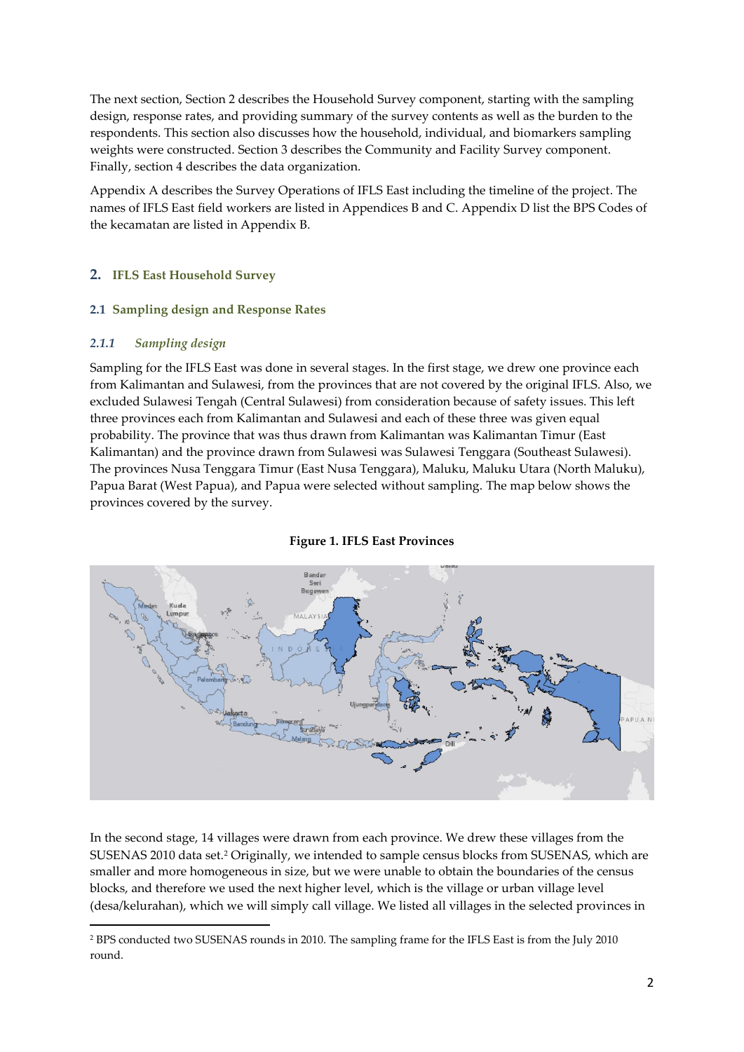The next section, Section 2 describes the Household Survey component, starting with the sampling design, response rates, and providing summary of the survey contents as well as the burden to the respondents. This section also discusses how the household, individual, and biomarkers sampling weights were constructed. Section 3 describes the Community and Facility Survey component. Finally, section 4 describes the data organization.

Appendix A describes the Survey Operations of IFLS East including the timeline of the project. The names of IFLS East field workers are listed in Appendices B and C. Appendix D list the BPS Codes of the kecamatan are listed in Appendix B.

## 2. IFLS East Household Survey

### 2.1 Sampling design and Response Rates

#### *2.1.1 Sampling design*

Sampling for the IFLS East was done in several stages. In the first stage, we drew one province each from Kalimantan and Sulawesi, from the provinces that are not covered by the original IFLS. Also, we excluded Sulawesi Tengah (Central Sulawesi) from consideration because of safety issues. This left three provinces each from Kalimantan and Sulawesi and each of these three was given equal probability. The province that was thus drawn from Kalimantan was Kalimantan Timur (East Kalimantan) and the province drawn from Sulawesi was Sulawesi Tenggara (Southeast Sulawesi). The provinces Nusa Tenggara Timur (East Nusa Tenggara), Maluku, Maluku Utara (North Maluku), Papua Barat (West Papua), and Papua were selected without sampling. The map below shows the provinces covered by the survey.

**Figure 1. IFLS East Provinces**

In the second stage, 14 villages were drawn from each province. We drew these villages from the SUSENAS 2010 data set.[2] Originally, we intended to sample census blocks from SUSENAS, which are smaller and more homogeneous in size, but we were unable to obtain the boundaries of the census blocks, and therefore we used the next higher level, which is the village or urban village level (desa/kelurahan), which we will simply call village. We listed all villages in the selected provinces in

[2] BPS conducted two SUSENAS rounds in 2010. The sampling frame for the IFLS East is from the July 2010 round.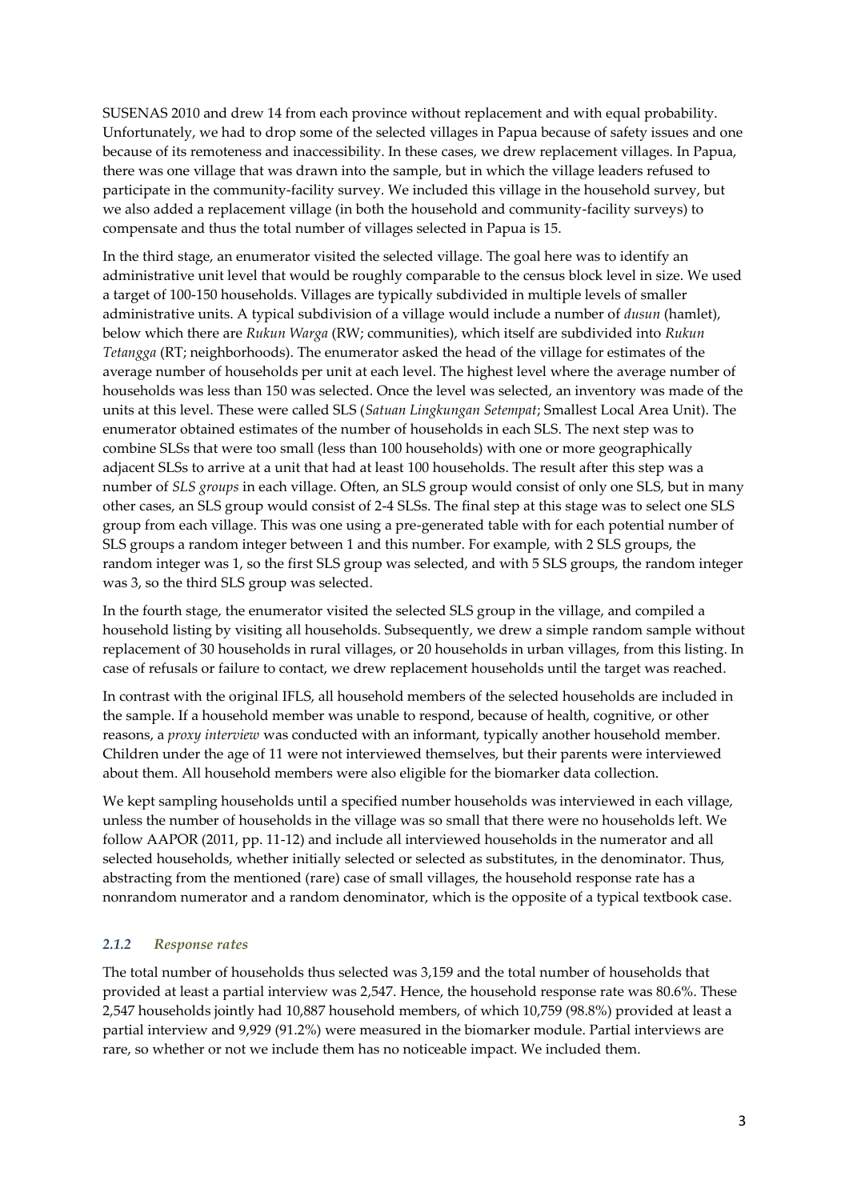SUSENAS 2010 and drew 14 from each province without replacement and with equal probability. Unfortunately, we had to drop some of the selected villages in Papua because of safety issues and one because of its remoteness and inaccessibility. In these cases, we drew replacement villages. In Papua, there was one village that was drawn into the sample, but in which the village leaders refused to participate in the community-facility survey. We included this village in the household survey, but we also added a replacement village (in both the household and community-facility surveys) to compensate and thus the total number of villages selected in Papua is 15.

In the third stage, an enumerator visited the selected village. The goal here was to identify an administrative unit level that would be roughly comparable to the census block level in size. We used a target of 100-150 households. Villages are typically subdivided in multiple levels of smaller administrative units. A typical subdivision of a village would include a number of *dusun* (hamlet), below which there are *Rukun Warga* (RW; communities), which itself are subdivided into *Rukun Tetangga* (RT; neighborhoods). The enumerator asked the head of the village for estimates of the average number of households per unit at each level. The highest level where the average number of households was less than 150 was selected. Once the level was selected, an inventory was made of the units at this level. These were called SLS (*Satuan Lingkungan Setempat*; Smallest Local Area Unit). The enumerator obtained estimates of the number of households in each SLS. The next step was to combine SLSs that were too small (less than 100 households) with one or more geographically adjacent SLSs to arrive at a unit that had at least 100 households. The result after this step was a number of *SLS groups* in each village. Often, an SLS group would consist of only one SLS, but in many other cases, an SLS group would consist of 2-4 SLSs. The final step at this stage was to select one SLS group from each village. This was one using a pre-generated table with for each potential number of SLS groups a random integer between 1 and this number. For example, with 2 SLS groups, the random integer was 1, so the first SLS group was selected, and with 5 SLS groups, the random integer was 3, so the third SLS group was selected.

In the fourth stage, the enumerator visited the selected SLS group in the village, and compiled a household listing by visiting all households. Subsequently, we drew a simple random sample without replacement of 30 households in rural villages, or 20 households in urban villages, from this listing. In case of refusals or failure to contact, we drew replacement households until the target was reached.

In contrast with the original IFLS, all household members of the selected households are included in the sample. If a household member was unable to respond, because of health, cognitive, or other reasons, a *proxy interview* was conducted with an informant, typically another household member. Children under the age of 11 were not interviewed themselves, but their parents were interviewed about them. All household members were also eligible for the biomarker data collection.

We kept sampling households until a specified number households was interviewed in each village, unless the number of households in the village was so small that there were no households left. We follow AAPOR (2011, pp. 11-12) and include all interviewed households in the numerator and all selected households, whether initially selected or selected as substitutes, in the denominator. Thus, abstracting from the mentioned (rare) case of small villages, the household response rate has a nonrandom numerator and a random denominator, which is the opposite of a typical textbook case.

### *2.1.2 Response rates*

The total number of households thus selected was 3,159 and the total number of households that provided at least a partial interview was 2,547. Hence, the household response rate was 80.6%. These 2,547 households jointly had 10,887 household members, of which 10,759 (98.8%) provided at least a partial interview and 9,929 (91.2%) were measured in the biomarker module. Partial interviews are rare, so whether or not we include them has no noticeable impact. We included them.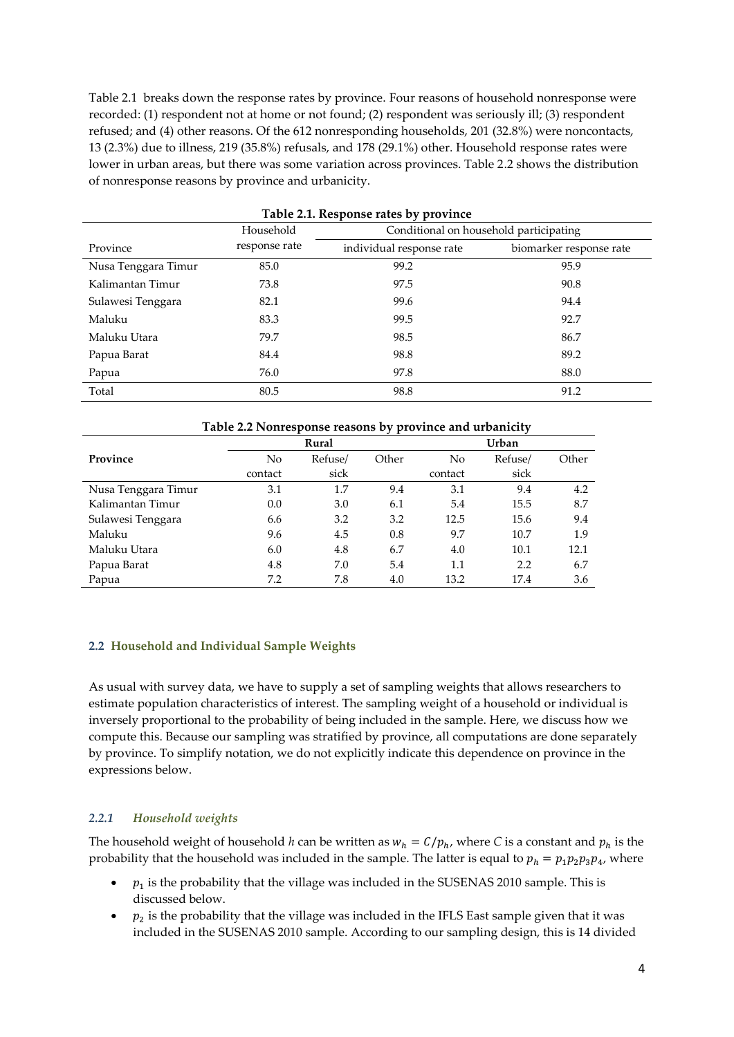Table 2.1 breaks down the response rates by province. Four reasons of household nonresponse were recorded: (1) respondent not at home or not found; (2) respondent was seriously ill; (3) respondent refused; and (4) other reasons. Of the 612 nonresponding households, 201 (32.8%) were noncontacts, 13 (2.3%) due to illness, 219 (35.8%) refusals, and 178 (29.1%) other. Household response rates were lower in urban areas, but there was some variation across provinces. Table 2.2 shows the distribution of nonresponse reasons by province and urbanicity.

**Table 2.1. Response rates by province**

| Province | Household response rate | Conditional on household participating | |
|---|---|---|---|
| | | individual response rate | biomarker response rate |
| Nusa Tenggara Timur | 85.0 | 99.2 | 95.9 |
| Kalimantan Timur | 73.8 | 97.5 | 90.8 |
| Sulawesi Tenggara | 82.1 | 99.6 | 94.4 |
| Maluku | 83.3 | 99.5 | 92.7 |
| Maluku Utara | 79.7 | 98.5 | 86.7 |
| Papua Barat | 84.4 | 98.8 | 89.2 |
| Papua | 76.0 | 97.8 | 88.0 |
| Total | 80.5 | 98.8 | 91.2 |

**Table 2.2 Nonresponse reasons by province and urbanicity**

| Province | Rural | | | Urban | | |
|---|---|---|---|---|---|---|
| | No contact | Refuse/ sick | Other | No contact | Refuse/ sick | Other |
| Nusa Tenggara Timur | 3.1 | 1.7 | 9.4 | 3.1 | 9.4 | 4.2 |
| Kalimantan Timur | 0.0 | 3.0 | 6.1 | 5.4 | 15.5 | 8.7 |
| Sulawesi Tenggara | 6.6 | 3.2 | 3.2 | 12.5 | 15.6 | 9.4 |
| Maluku | 9.6 | 4.5 | 0.8 | 9.7 | 10.7 | 1.9 |
| Maluku Utara | 6.0 | 4.8 | 6.7 | 4.0 | 10.1 | 12.1 |
| Papua Barat | 4.8 | 7.0 | 5.4 | 1.1 | 2.2 | 6.7 |
| Papua | 7.2 | 7.8 | 4.0 | 13.2 | 17.4 | 3.6 |

## 2.2 Household and Individual Sample Weights

As usual with survey data, we have to supply a set of sampling weights that allows researchers to estimate population characteristics of interest. The sampling weight of a household or individual is inversely proportional to the probability of being included in the sample. Here, we discuss how we compute this. Because our sampling was stratified by province, all computations are done separately by province. To simplify notation, we do not explicitly indicate this dependence on province in the expressions below.

### *2.2.1 Household weights*

The household weight of household $h$ can be written as $w_h = C/p_h$, where $C$ is a constant and $p_h$ is the probability that the household was included in the sample. The latter is equal to $p_h = p_1 p_2 p_3 p_4$, where

- $p_1$ is the probability that the village was included in the SUSENAS 2010 sample. This is discussed below.
- $p_2$ is the probability that the village was included in the IFLS East sample given that it was included in the SUSENAS 2010 sample. According to our sampling design, this is 14 divided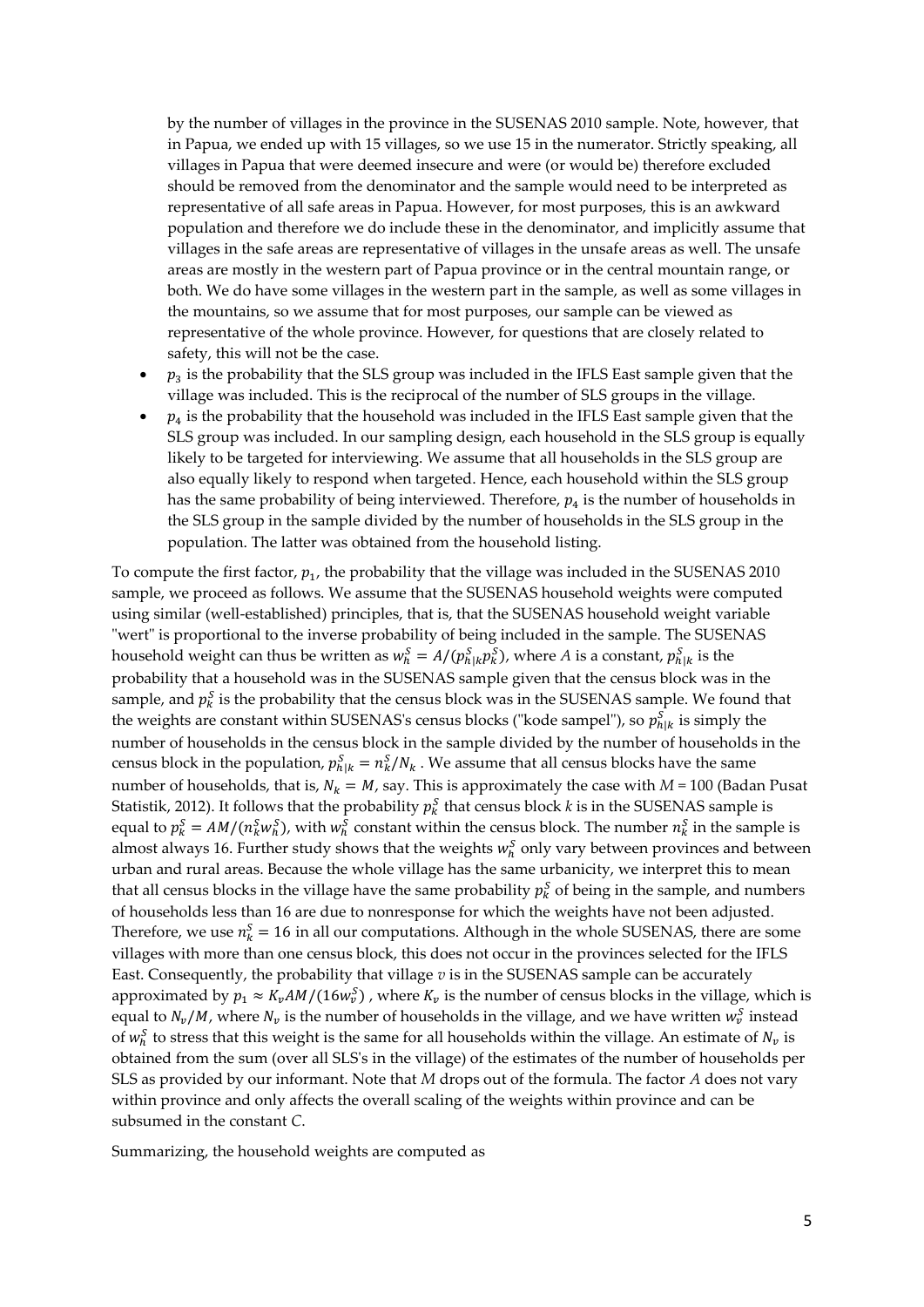by the number of villages in the province in the SUSENAS 2010 sample. Note, however, that in Papua, we ended up with 15 villages, so we use 15 in the numerator. Strictly speaking, all villages in Papua that were deemed insecure and were (or would be) therefore excluded should be removed from the denominator and the sample would need to be interpreted as representative of all safe areas in Papua. However, for most purposes, this is an awkward population and therefore we do include these in the denominator, and implicitly assume that villages in the safe areas are representative of villages in the unsafe areas as well. The unsafe areas are mostly in the western part of Papua province or in the central mountain range, or both. We do have some villages in the western part in the sample, as well as some villages in the mountains, so we assume that for most purposes, our sample can be viewed as representative of the whole province. However, for questions that are closely related to safety, this will not be the case.

- $p_3$ is the probability that the SLS group was included in the IFLS East sample given that the village was included. This is the reciprocal of the number of SLS groups in the village.
- $p_4$ is the probability that the household was included in the IFLS East sample given that the SLS group was included. In our sampling design, each household in the SLS group is equally likely to be targeted for interviewing. We assume that all households in the SLS group are also equally likely to respond when targeted. Hence, each household within the SLS group has the same probability of being interviewed. Therefore, $p_4$ is the number of households in the SLS group in the sample divided by the number of households in the SLS group in the population. The latter was obtained from the household listing.

To compute the first factor, $p_1$, the probability that the village was included in the SUSENAS 2010 sample, we proceed as follows. We assume that the SUSENAS household weights were computed using similar (well-established) principles, that is, that the SUSENAS household weight variable "wert" is proportional to the inverse probability of being included in the sample. The SUSENAS household weight can thus be written as $w_h^S = A/(p_{h|k}^S p_k^S)$, where $A$ is a constant, $p_{h|k}^S$ is the probability that a household was in the SUSENAS sample given that the census block was in the sample, and $p_k^S$ is the probability that the census block was in the SUSENAS sample. We found that the weights are constant within SUSENAS's census blocks ("kode sampel"), so $p_{h|k}^S$ is simply the number of households in the census block in the sample divided by the number of households in the census block in the population, $p_{h|k}^S = n_k^S/N_k$. We assume that all census blocks have the same number of households, that is, $N_k = M$, say. This is approximately the case with $M = 100$ (Badan Pusat Statistik, 2012). It follows that the probability $p_k^S$ that census block $k$ is in the SUSENAS sample is equal to $p_k^S = AM/(n_k^S w_h^S)$, with $w_h^S$ constant within the census block. The number $n_k^S$ in the sample is almost always 16. Further study shows that the weights $w_h^S$ only vary between provinces and between urban and rural areas. Because the whole village has the same urbanicity, we interpret this to mean that all census blocks in the village have the same probability $p_k^S$ of being in the sample, and numbers of households less than 16 are due to nonresponse for which the weights have not been adjusted. Therefore, we use $n_k^S = 16$ in all our computations. Although in the whole SUSENAS, there are some villages with more than one census block, this does not occur in the provinces selected for the IFLS East. Consequently, the probability that village $v$ is in the SUSENAS sample can be accurately approximated by $p_1 \approx K_v AM/(16 w_v^S)$ , where $K_v$ is the number of census blocks in the village, which is equal to $N_v/M$, where $N_v$ is the number of households in the village, and we have written $w_v^S$ instead of $w_h^S$ to stress that this weight is the same for all households within the village. An estimate of $N_v$ is obtained from the sum (over all SLS's in the village) of the estimates of the number of households per SLS as provided by our informant. Note that $M$ drops out of the formula. The factor $A$ does not vary within province and only affects the overall scaling of the weights within province and can be subsumed in the constant $C$.

Summarizing, the household weights are computed as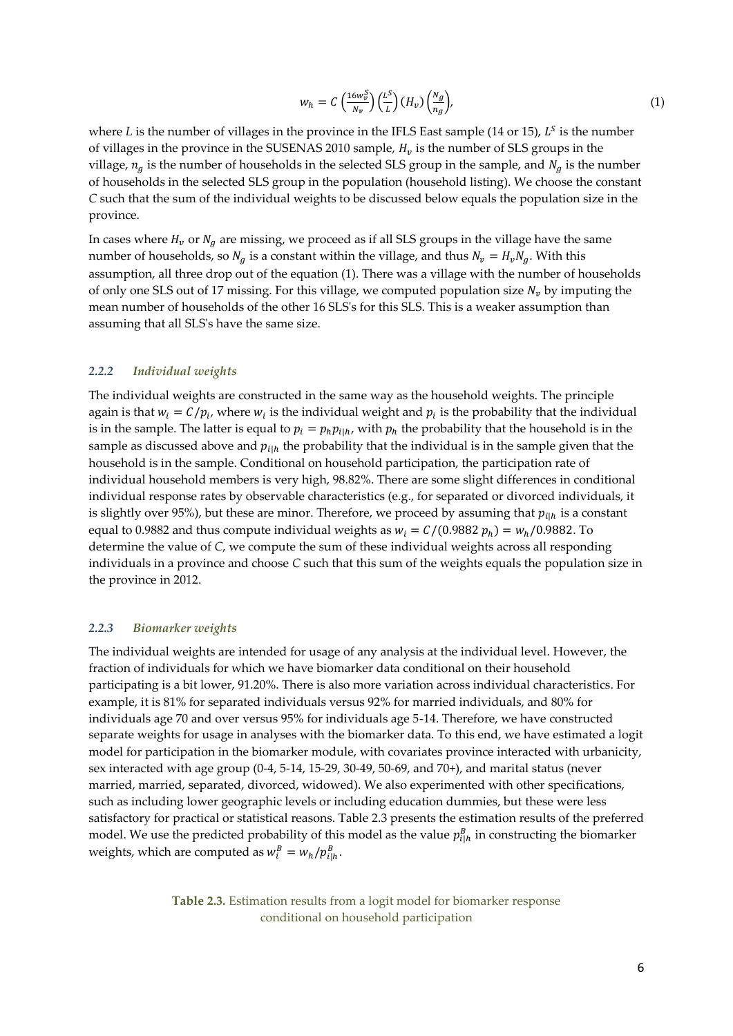$$w_h = C\left(\frac{16w_v^S}{N_v}\right)\left(\frac{L^S}{L}\right)(H_v)\left(\frac{N_g}{n_g}\right), \tag{1}$$

where $L$ is the number of villages in the province in the IFLS East sample (14 or 15), $L^S$ is the number of villages in the province in the SUSENAS 2010 sample, $H_v$ is the number of SLS groups in the village, $n_g$ is the number of households in the selected SLS group in the sample, and $N_g$ is the number of households in the selected SLS group in the population (household listing). We choose the constant $C$ such that the sum of the individual weights to be discussed below equals the population size in the province.

In cases where $H_v$ or $N_g$ are missing, we proceed as if all SLS groups in the village have the same number of households, so $N_g$ is a constant within the village, and thus $N_v = H_v N_g$. With this assumption, all three drop out of the equation (1). There was a village with the number of households of only one SLS out of 17 missing. For this village, we computed population size $N_v$ by imputing the mean number of households of the other 16 SLS's for this SLS. This is a weaker assumption than assuming that all SLS's have the same size.

### *2.2.2 Individual weights*

The individual weights are constructed in the same way as the household weights. The principle again is that $w_i = C/p_i$, where $w_i$ is the individual weight and $p_i$ is the probability that the individual is in the sample. The latter is equal to $p_i = p_h p_{i|h}$, with $p_h$ the probability that the household is in the sample as discussed above and $p_{i|h}$ the probability that the individual is in the sample given that the household is in the sample. Conditional on household participation, the participation rate of individual household members is very high, 98.82%. There are some slight differences in conditional individual response rates by observable characteristics (e.g., for separated or divorced individuals, it is slightly over 95%), but these are minor. Therefore, we proceed by assuming that $p_{i|h}$ is a constant equal to 0.9882 and thus compute individual weights as $w_i = C/(0.9882\ p_h) = w_h/0.9882$. To determine the value of $C$, we compute the sum of these individual weights across all responding individuals in a province and choose $C$ such that this sum of the weights equals the population size in the province in 2012.

### *2.2.3 Biomarker weights*

The individual weights are intended for usage of any analysis at the individual level. However, the fraction of individuals for which we have biomarker data conditional on their household participating is a bit lower, 91.20%. There is also more variation across individual characteristics. For example, it is 81% for separated individuals versus 92% for married individuals, and 80% for individuals age 70 and over versus 95% for individuals age 5-14. Therefore, we have constructed separate weights for usage in analyses with the biomarker data. To this end, we have estimated a logit model for participation in the biomarker module, with covariates province interacted with urbanicity, sex interacted with age group (0-4, 5-14, 15-29, 30-49, 50-69, and 70+), and marital status (never married, married, separated, divorced, widowed). We also experimented with other specifications, such as including lower geographic levels or including education dummies, but these were less satisfactory for practical or statistical reasons. Table 2.3 presents the estimation results of the preferred model. We use the predicted probability of this model as the value $p_{i|h}^B$ in constructing the biomarker weights, which are computed as $w_i^B = w_h/p_{i|h}^B$.

**Table 2.3.** Estimation results from a logit model for biomarker response conditional on household participation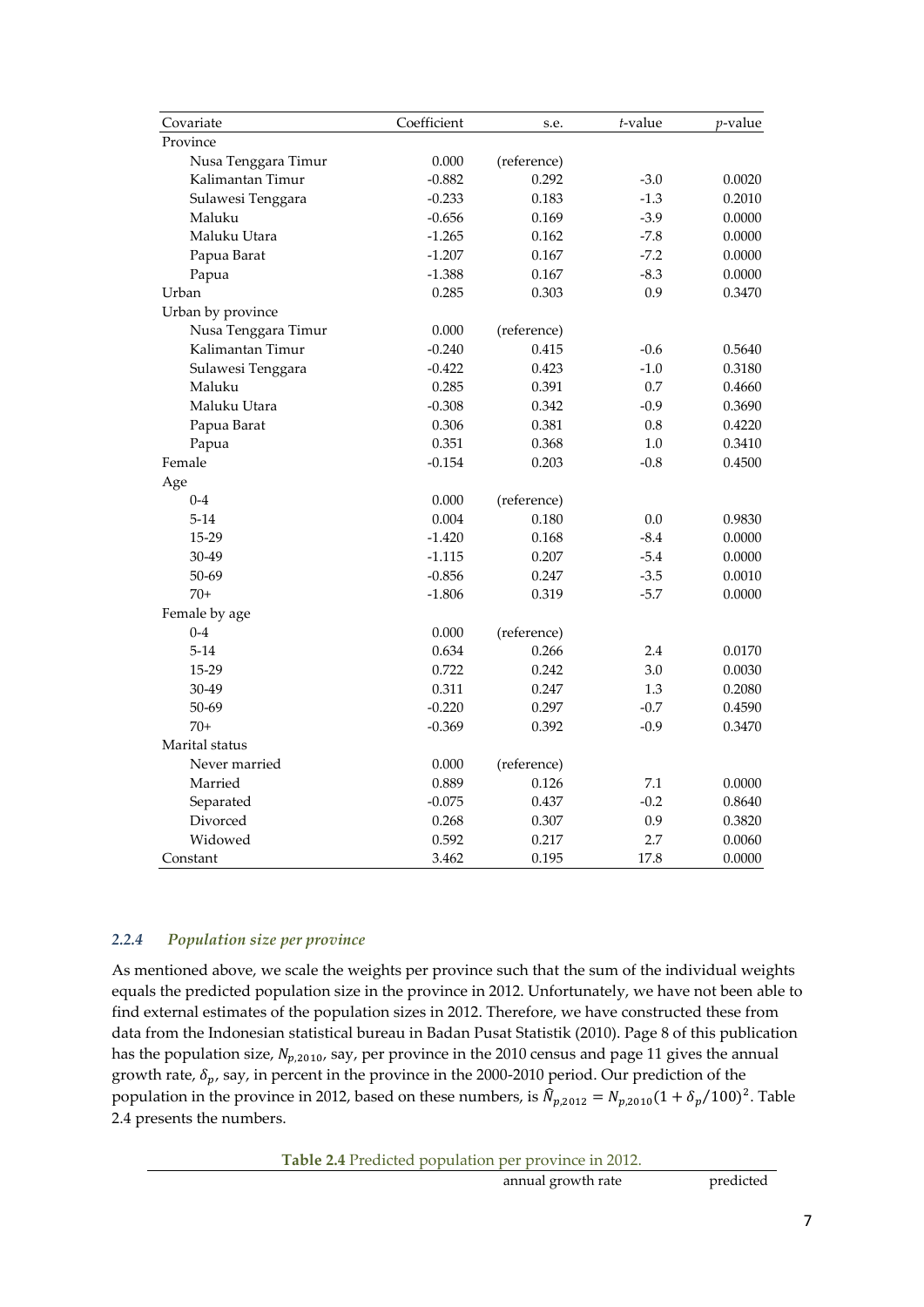| Covariate | Coefficient | s.e. | *t*-value | *p*-value |
|---|---|---|---|---|
| Province | | | | |
| Nusa Tenggara Timur | 0.000 | (reference) | | |
| Kalimantan Timur | -0.882 | 0.292 | -3.0 | 0.0020 |
| Sulawesi Tenggara | -0.233 | 0.183 | -1.3 | 0.2010 |
| Maluku | -0.656 | 0.169 | -3.9 | 0.0000 |
| Maluku Utara | -1.265 | 0.162 | -7.8 | 0.0000 |
| Papua Barat | -1.207 | 0.167 | -7.2 | 0.0000 |
| Papua | -1.388 | 0.167 | -8.3 | 0.0000 |
| Urban | 0.285 | 0.303 | 0.9 | 0.3470 |
| Urban by province | | | | |
| Nusa Tenggara Timur | 0.000 | (reference) | | |
| Kalimantan Timur | -0.240 | 0.415 | -0.6 | 0.5640 |
| Sulawesi Tenggara | -0.422 | 0.423 | -1.0 | 0.3180 |
| Maluku | 0.285 | 0.391 | 0.7 | 0.4660 |
| Maluku Utara | -0.308 | 0.342 | -0.9 | 0.3690 |
| Papua Barat | 0.306 | 0.381 | 0.8 | 0.4220 |
| Papua | 0.351 | 0.368 | 1.0 | 0.3410 |
| Female | -0.154 | 0.203 | -0.8 | 0.4500 |
| Age | | | | |
| 0-4 | 0.000 | (reference) | | |
| 5-14 | 0.004 | 0.180 | 0.0 | 0.9830 |
| 15-29 | -1.420 | 0.168 | -8.4 | 0.0000 |
| 30-49 | -1.115 | 0.207 | -5.4 | 0.0000 |
| 50-69 | -0.856 | 0.247 | -3.5 | 0.0010 |
| 70+ | -1.806 | 0.319 | -5.7 | 0.0000 |
| Female by age | | | | |
| 0-4 | 0.000 | (reference) | | |
| 5-14 | 0.634 | 0.266 | 2.4 | 0.0170 |
| 15-29 | 0.722 | 0.242 | 3.0 | 0.0030 |
| 30-49 | 0.311 | 0.247 | 1.3 | 0.2080 |
| 50-69 | -0.220 | 0.297 | -0.7 | 0.4590 |
| 70+ | -0.369 | 0.392 | -0.9 | 0.3470 |
| Marital status | | | | |
| Never married | 0.000 | (reference) | | |
| Married | 0.889 | 0.126 | 7.1 | 0.0000 |
| Separated | -0.075 | 0.437 | -0.2 | 0.8640 |
| Divorced | 0.268 | 0.307 | 0.9 | 0.3820 |
| Widowed | 0.592 | 0.217 | 2.7 | 0.0060 |
| Constant | 3.462 | 0.195 | 17.8 | 0.0000 |

### 2.2.4 *Population size per province*

As mentioned above, we scale the weights per province such that the sum of the individual weights equals the predicted population size in the province in 2012. Unfortunately, we have not been able to find external estimates of the population sizes in 2012. Therefore, we have constructed these from data from the Indonesian statistical bureau in Badan Pusat Statistik (2010). Page 8 of this publication has the population size, $N_{p,2010}$, say, per province in the 2010 census and page 11 gives the annual growth rate, $\delta_p$, say, in percent in the province in the 2000-2010 period. Our prediction of the population in the province in 2012, based on these numbers, is $\hat{N}_{p,2012} = N_{p,2010}(1 + \delta_p/100)^2$. Table 2.4 presents the numbers.

**Table 2.4** Predicted population per province in 2012.

| | annual growth rate | predicted |
|---|---|---|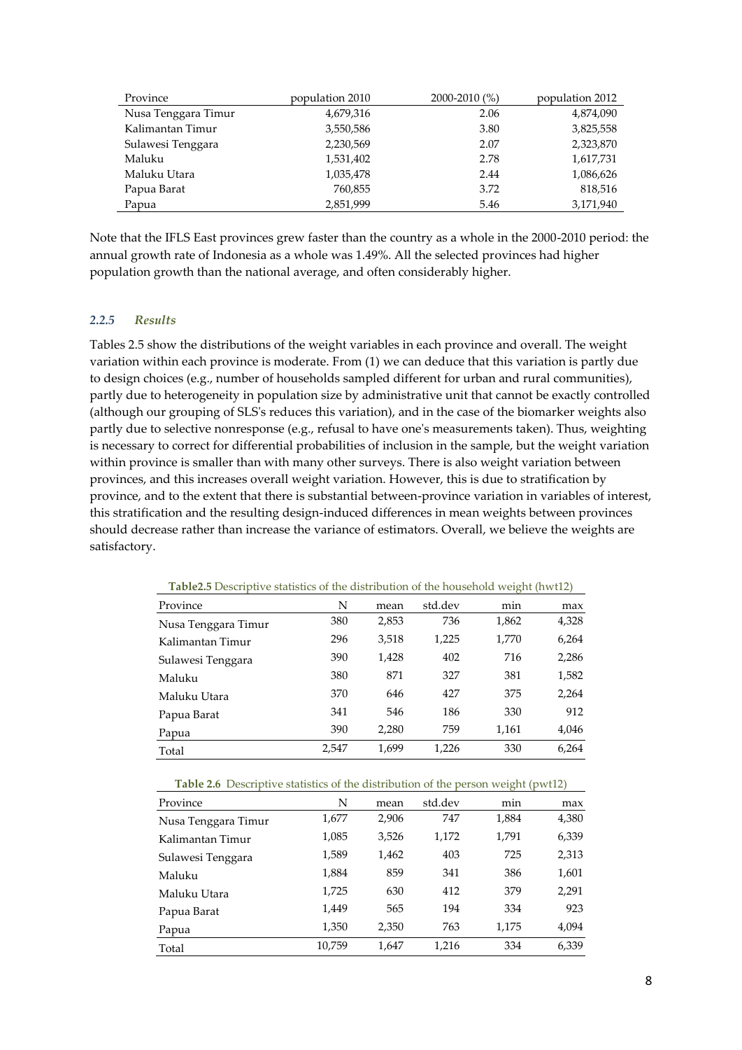| Province | population 2010 | 2000-2010 (%) | population 2012 |
|---|---|---|---|
| Nusa Tenggara Timur | 4,679,316 | 2.06 | 4,874,090 |
| Kalimantan Timur | 3,550,586 | 3.80 | 3,825,558 |
| Sulawesi Tenggara | 2,230,569 | 2.07 | 2,323,870 |
| Maluku | 1,531,402 | 2.78 | 1,617,731 |
| Maluku Utara | 1,035,478 | 2.44 | 1,086,626 |
| Papua Barat | 760,855 | 3.72 | 818,516 |
| Papua | 2,851,999 | 5.46 | 3,171,940 |

Note that the IFLS East provinces grew faster than the country as a whole in the 2000-2010 period: the annual growth rate of Indonesia as a whole was 1.49%. All the selected provinces had higher population growth than the national average, and often considerably higher.

### *2.2.5 Results*

Tables 2.5 show the distributions of the weight variables in each province and overall. The weight variation within each province is moderate. From (1) we can deduce that this variation is partly due to design choices (e.g., number of households sampled different for urban and rural communities), partly due to heterogeneity in population size by administrative unit that cannot be exactly controlled (although our grouping of SLS's reduces this variation), and in the case of the biomarker weights also partly due to selective nonresponse (e.g., refusal to have one's measurements taken). Thus, weighting is necessary to correct for differential probabilities of inclusion in the sample, but the weight variation within province is smaller than with many other surveys. There is also weight variation between provinces, and this increases overall weight variation. However, this is due to stratification by province, and to the extent that there is substantial between-province variation in variables of interest, this stratification and the resulting design-induced differences in mean weights between provinces should decrease rather than increase the variance of estimators. Overall, we believe the weights are satisfactory.

**Table2.5** Descriptive statistics of the distribution of the household weight (hwt12)

| Province | N | mean | std.dev | min | max |
|---|---|---|---|---|---|
| Nusa Tenggara Timur | 380 | 2,853 | 736 | 1,862 | 4,328 |
| Kalimantan Timur | 296 | 3,518 | 1,225 | 1,770 | 6,264 |
| Sulawesi Tenggara | 390 | 1,428 | 402 | 716 | 2,286 |
| Maluku | 380 | 871 | 327 | 381 | 1,582 |
| Maluku Utara | 370 | 646 | 427 | 375 | 2,264 |
| Papua Barat | 341 | 546 | 186 | 330 | 912 |
| Papua | 390 | 2,280 | 759 | 1,161 | 4,046 |
| Total | 2,547 | 1,699 | 1,226 | 330 | 6,264 |

**Table 2.6** Descriptive statistics of the distribution of the person weight (pwt12)

| Province | N | mean | std.dev | min | max |
|---|---|---|---|---|---|
| Nusa Tenggara Timur | 1,677 | 2,906 | 747 | 1,884 | 4,380 |
| Kalimantan Timur | 1,085 | 3,526 | 1,172 | 1,791 | 6,339 |
| Sulawesi Tenggara | 1,589 | 1,462 | 403 | 725 | 2,313 |
| Maluku | 1,884 | 859 | 341 | 386 | 1,601 |
| Maluku Utara | 1,725 | 630 | 412 | 379 | 2,291 |
| Papua Barat | 1,449 | 565 | 194 | 334 | 923 |
| Papua | 1,350 | 2,350 | 763 | 1,175 | 4,094 |
| Total | 10,759 | 1,647 | 1,216 | 334 | 6,339 |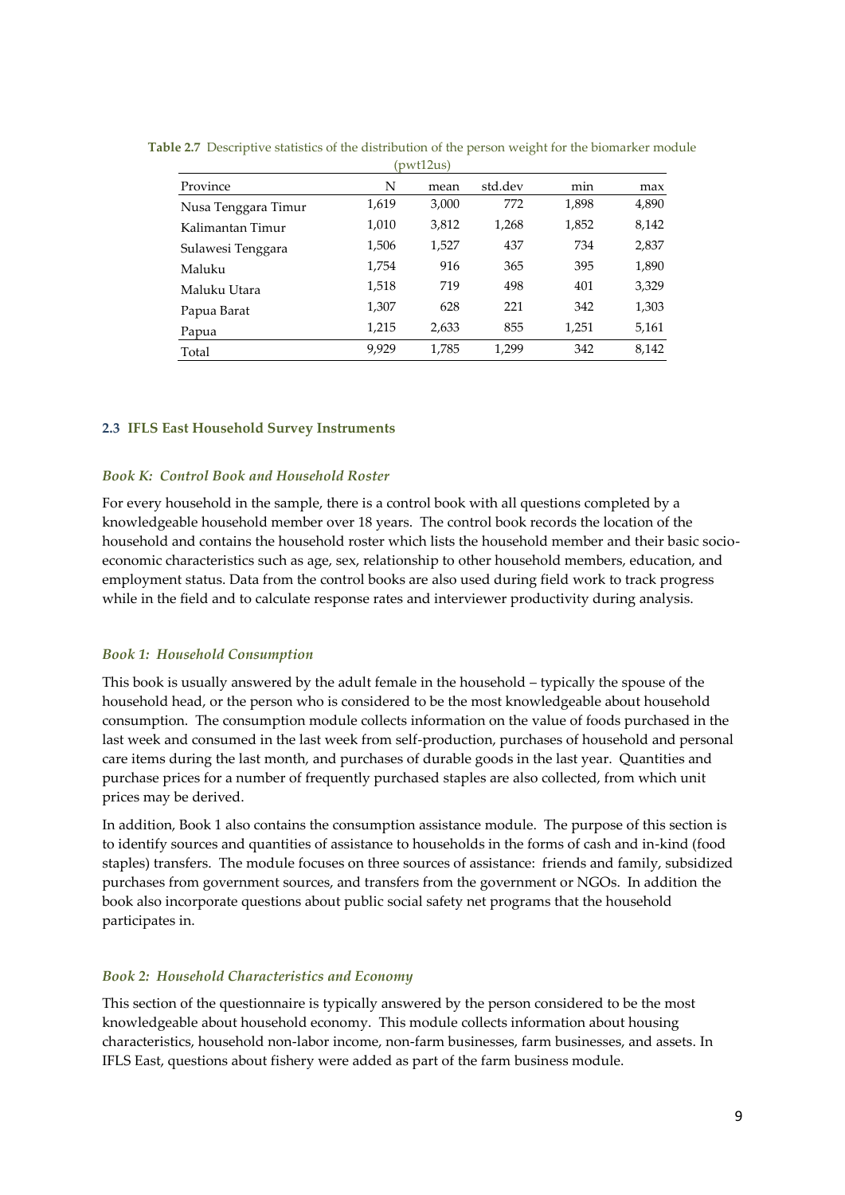**Table 2.7** Descriptive statistics of the distribution of the person weight for the biomarker module (pwt12us)

| Province | N | mean | std.dev | min | max |
|---|---|---|---|---|---|
| Nusa Tenggara Timur | 1,619 | 3,000 | 772 | 1,898 | 4,890 |
| Kalimantan Timur | 1,010 | 3,812 | 1,268 | 1,852 | 8,142 |
| Sulawesi Tenggara | 1,506 | 1,527 | 437 | 734 | 2,837 |
| Maluku | 1,754 | 916 | 365 | 395 | 1,890 |
| Maluku Utara | 1,518 | 719 | 498 | 401 | 3,329 |
| Papua Barat | 1,307 | 628 | 221 | 342 | 1,303 |
| Papua | 1,215 | 2,633 | 855 | 1,251 | 5,161 |
| Total | 9,929 | 1,785 | 1,299 | 342 | 8,142 |

### 2.3 IFLS East Household Survey Instruments

#### *Book K: Control Book and Household Roster*

For every household in the sample, there is a control book with all questions completed by a knowledgeable household member over 18 years. The control book records the location of the household and contains the household roster which lists the household member and their basic socio-economic characteristics such as age, sex, relationship to other household members, education, and employment status. Data from the control books are also used during field work to track progress while in the field and to calculate response rates and interviewer productivity during analysis.

#### *Book 1: Household Consumption*

This book is usually answered by the adult female in the household – typically the spouse of the household head, or the person who is considered to be the most knowledgeable about household consumption. The consumption module collects information on the value of foods purchased in the last week and consumed in the last week from self-production, purchases of household and personal care items during the last month, and purchases of durable goods in the last year. Quantities and purchase prices for a number of frequently purchased staples are also collected, from which unit prices may be derived.

In addition, Book 1 also contains the consumption assistance module. The purpose of this section is to identify sources and quantities of assistance to households in the forms of cash and in-kind (food staples) transfers. The module focuses on three sources of assistance: friends and family, subsidized purchases from government sources, and transfers from the government or NGOs. In addition the book also incorporate questions about public social safety net programs that the household participates in.

#### *Book 2: Household Characteristics and Economy*

This section of the questionnaire is typically answered by the person considered to be the most knowledgeable about household economy. This module collects information about housing characteristics, household non-labor income, non-farm businesses, farm businesses, and assets. In IFLS East, questions about fishery were added as part of the farm business module.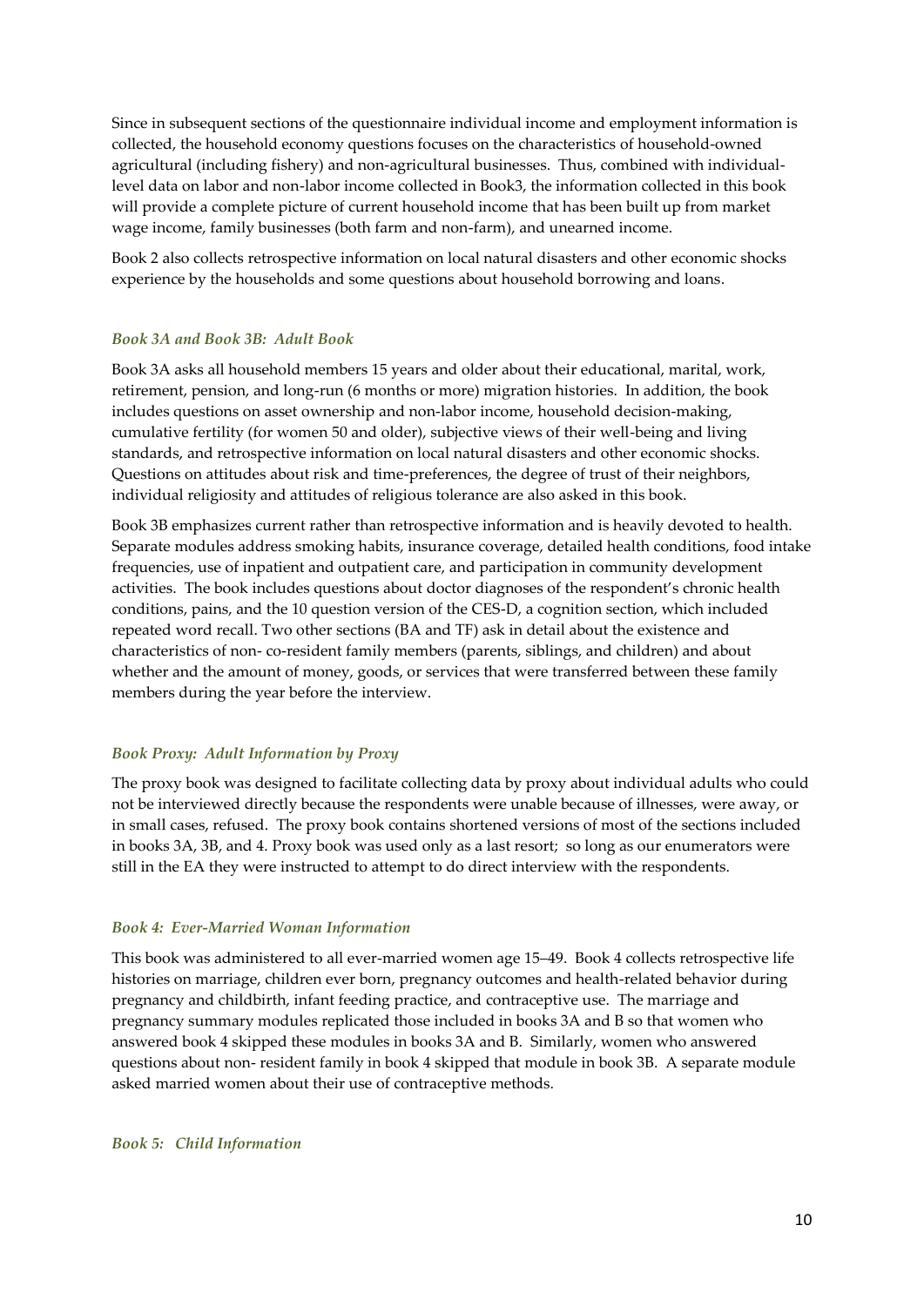Since in subsequent sections of the questionnaire individual income and employment information is collected, the household economy questions focuses on the characteristics of household-owned agricultural (including fishery) and non-agricultural businesses. Thus, combined with individual-level data on labor and non-labor income collected in Book3, the information collected in this book will provide a complete picture of current household income that has been built up from market wage income, family businesses (both farm and non-farm), and unearned income.

Book 2 also collects retrospective information on local natural disasters and other economic shocks experience by the households and some questions about household borrowing and loans.

### *Book 3A and Book 3B: Adult Book*

Book 3A asks all household members 15 years and older about their educational, marital, work, retirement, pension, and long-run (6 months or more) migration histories. In addition, the book includes questions on asset ownership and non-labor income, household decision-making, cumulative fertility (for women 50 and older), subjective views of their well-being and living standards, and retrospective information on local natural disasters and other economic shocks. Questions on attitudes about risk and time-preferences, the degree of trust of their neighbors, individual religiosity and attitudes of religious tolerance are also asked in this book.

Book 3B emphasizes current rather than retrospective information and is heavily devoted to health. Separate modules address smoking habits, insurance coverage, detailed health conditions, food intake frequencies, use of inpatient and outpatient care, and participation in community development activities. The book includes questions about doctor diagnoses of the respondent's chronic health conditions, pains, and the 10 question version of the CES-D, a cognition section, which included repeated word recall. Two other sections (BA and TF) ask in detail about the existence and characteristics of non- co-resident family members (parents, siblings, and children) and about whether and the amount of money, goods, or services that were transferred between these family members during the year before the interview.

### *Book Proxy: Adult Information by Proxy*

The proxy book was designed to facilitate collecting data by proxy about individual adults who could not be interviewed directly because the respondents were unable because of illnesses, were away, or in small cases, refused. The proxy book contains shortened versions of most of the sections included in books 3A, 3B, and 4. Proxy book was used only as a last resort; so long as our enumerators were still in the EA they were instructed to attempt to do direct interview with the respondents.

### *Book 4: Ever-Married Woman Information*

This book was administered to all ever-married women age 15–49. Book 4 collects retrospective life histories on marriage, children ever born, pregnancy outcomes and health-related behavior during pregnancy and childbirth, infant feeding practice, and contraceptive use. The marriage and pregnancy summary modules replicated those included in books 3A and B so that women who answered book 4 skipped these modules in books 3A and B. Similarly, women who answered questions about non- resident family in book 4 skipped that module in book 3B. A separate module asked married women about their use of contraceptive methods.

### *Book 5: Child Information*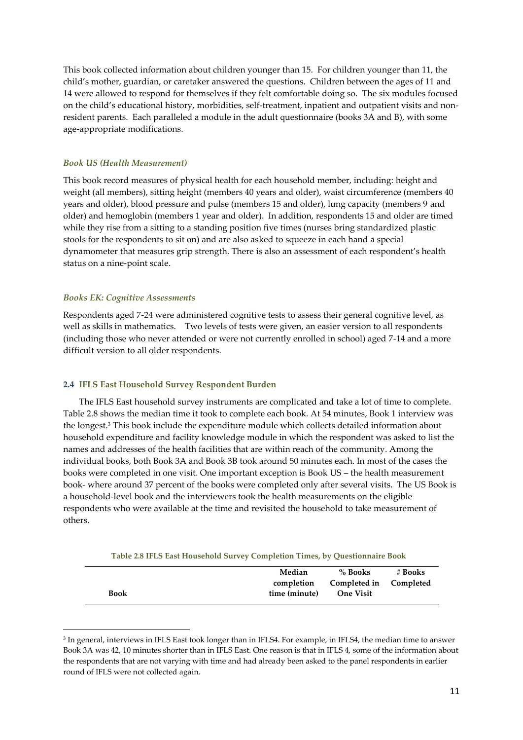This book collected information about children younger than 15. For children younger than 11, the child's mother, guardian, or caretaker answered the questions. Children between the ages of 11 and 14 were allowed to respond for themselves if they felt comfortable doing so. The six modules focused on the child's educational history, morbidities, self-treatment, inpatient and outpatient visits and non-resident parents. Each paralleled a module in the adult questionnaire (books 3A and B), with some age-appropriate modifications.

#### *Book US (Health Measurement)*

This book record measures of physical health for each household member, including: height and weight (all members), sitting height (members 40 years and older), waist circumference (members 40 years and older), blood pressure and pulse (members 15 and older), lung capacity (members 9 and older) and hemoglobin (members 1 year and older). In addition, respondents 15 and older are timed while they rise from a sitting to a standing position five times (nurses bring standardized plastic stools for the respondents to sit on) and are also asked to squeeze in each hand a special dynamometer that measures grip strength. There is also an assessment of each respondent's health status on a nine-point scale.

#### *Books EK: Cognitive Assessments*

Respondents aged 7-24 were administered cognitive tests to assess their general cognitive level, as well as skills in mathematics. Two levels of tests were given, an easier version to all respondents (including those who never attended or were not currently enrolled in school) aged 7-14 and a more difficult version to all older respondents.

### 2.4 IFLS East Household Survey Respondent Burden

The IFLS East household survey instruments are complicated and take a lot of time to complete. Table 2.8 shows the median time it took to complete each book. At 54 minutes, Book 1 interview was the longest.[3] This book include the expenditure module which collects detailed information about household expenditure and facility knowledge module in which the respondent was asked to list the names and addresses of the health facilities that are within reach of the community. Among the individual books, both Book 3A and Book 3B took around 50 minutes each. In most of the cases the books were completed in one visit. One important exception is Book US – the health measurement book- where around 37 percent of the books were completed only after several visits. The US Book is a household-level book and the interviewers took the health measurements on the eligible respondents who were available at the time and revisited the household to take measurement of others.

**Table 2.8 IFLS East Household Survey Completion Times, by Questionnaire Book**

| Book | Median completion time (minute) | % Books Completed in One Visit | # Books Completed |
|---|---|---|---|

[3] In general, interviews in IFLS East took longer than in IFLS4. For example, in IFLS4, the median time to answer Book 3A was 42, 10 minutes shorter than in IFLS East. One reason is that in IFLS 4, some of the information about the respondents that are not varying with time and had already been asked to the panel respondents in earlier round of IFLS were not collected again.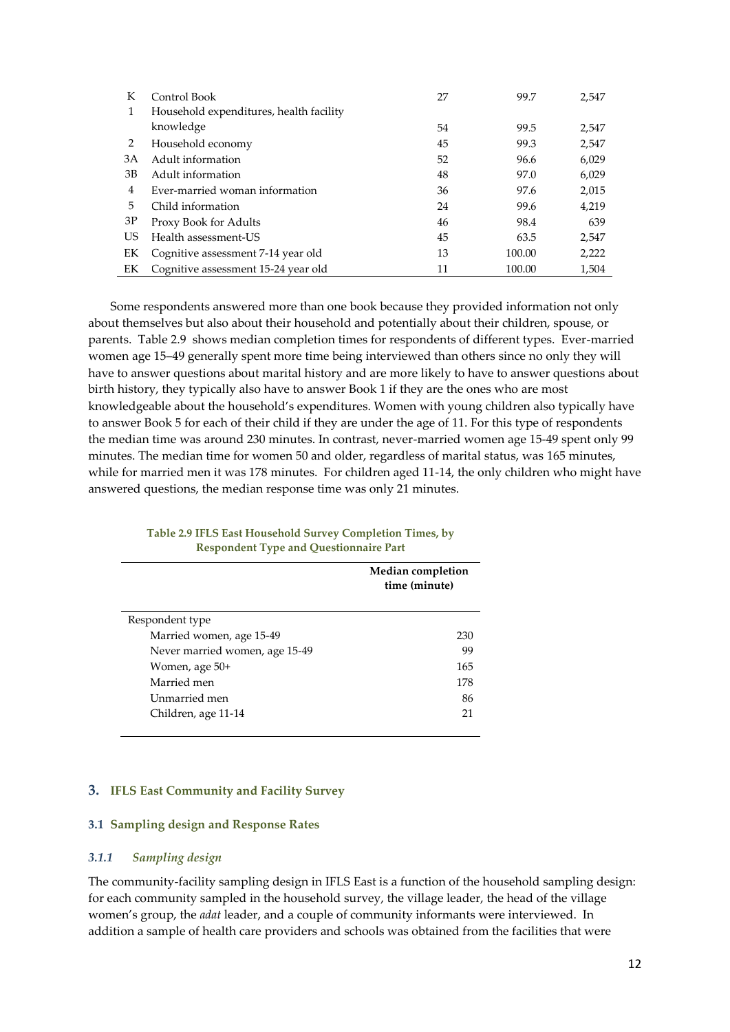| | | | | |
|---|---|---|---|---|
| K | Control Book | 27 | 99.7 | 2,547 |
| 1 | Household expenditures, health facility knowledge | 54 | 99.5 | 2,547 |
| 2 | Household economy | 45 | 99.3 | 2,547 |
| 3A | Adult information | 52 | 96.6 | 6,029 |
| 3B | Adult information | 48 | 97.0 | 6,029 |
| 4 | Ever-married woman information | 36 | 97.6 | 2,015 |
| 5 | Child information | 24 | 99.6 | 4,219 |
| 3P | Proxy Book for Adults | 46 | 98.4 | 639 |
| US | Health assessment-US | 45 | 63.5 | 2,547 |
| EK | Cognitive assessment 7-14 year old | 13 | 100.00 | 2,222 |
| EK | Cognitive assessment 15-24 year old | 11 | 100.00 | 1,504 |

Some respondents answered more than one book because they provided information not only about themselves but also about their household and potentially about their children, spouse, or parents. Table 2.9 shows median completion times for respondents of different types. Ever-married women age 15–49 generally spent more time being interviewed than others since no only they will have to answer questions about marital history and are more likely to have to answer questions about birth history, they typically also have to answer Book 1 if they are the ones who are most knowledgeable about the household's expenditures. Women with young children also typically have to answer Book 5 for each of their child if they are under the age of 11. For this type of respondents the median time was around 230 minutes. In contrast, never-married women age 15-49 spent only 99 minutes. The median time for women 50 and older, regardless of marital status, was 165 minutes, while for married men it was 178 minutes. For children aged 11-14, the only children who might have answered questions, the median response time was only 21 minutes.

**Table 2.9 IFLS East Household Survey Completion Times, by Respondent Type and Questionnaire Part**

| | Median completion time (minute) |
|---|---|
| Respondent type | |
| Married women, age 15-49 | 230 |
| Never married women, age 15-49 | 99 |
| Women, age 50+ | 165 |
| Married men | 178 |
| Unmarried men | 86 |
| Children, age 11-14 | 21 |

## 3. IFLS East Community and Facility Survey

### 3.1 Sampling design and Response Rates

#### *3.1.1 Sampling design*

The community-facility sampling design in IFLS East is a function of the household sampling design: for each community sampled in the household survey, the village leader, the head of the village women's group, the *adat* leader, and a couple of community informants were interviewed. In addition a sample of health care providers and schools was obtained from the facilities that were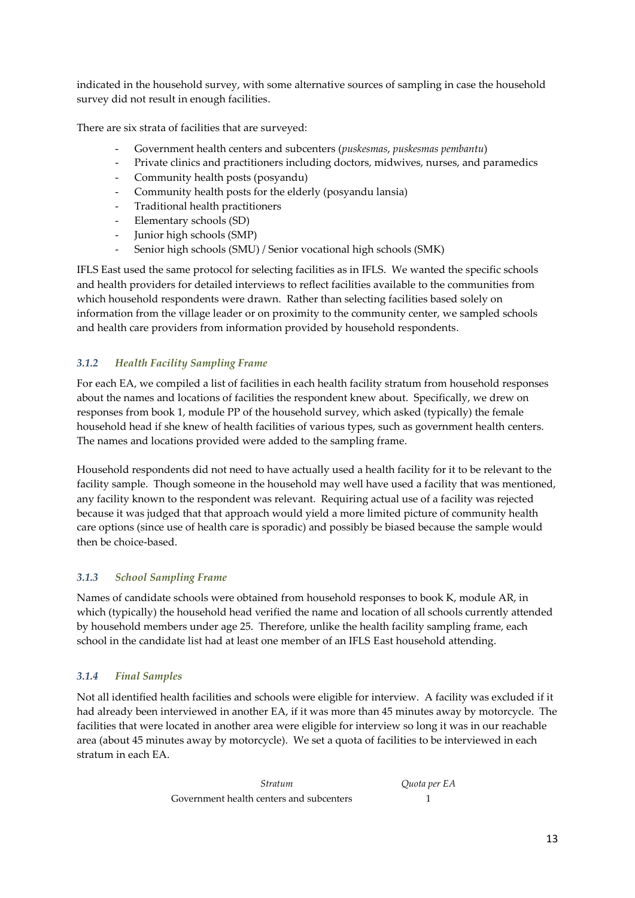indicated in the household survey, with some alternative sources of sampling in case the household survey did not result in enough facilities.

There are six strata of facilities that are surveyed:

- Government health centers and subcenters (*puskesmas*, *puskesmas pembantu*)
- Private clinics and practitioners including doctors, midwives, nurses, and paramedics
- Community health posts (posyandu)
- Community health posts for the elderly (posyandu lansia)
- Traditional health practitioners
- Elementary schools (SD)
- Junior high schools (SMP)
- Senior high schools (SMU) / Senior vocational high schools (SMK)

IFLS East used the same protocol for selecting facilities as in IFLS. We wanted the specific schools and health providers for detailed interviews to reflect facilities available to the communities from which household respondents were drawn. Rather than selecting facilities based solely on information from the village leader or on proximity to the community center, we sampled schools and health care providers from information provided by household respondents.

### *3.1.2 Health Facility Sampling Frame*

For each EA, we compiled a list of facilities in each health facility stratum from household responses about the names and locations of facilities the respondent knew about. Specifically, we drew on responses from book 1, module PP of the household survey, which asked (typically) the female household head if she knew of health facilities of various types, such as government health centers. The names and locations provided were added to the sampling frame.

Household respondents did not need to have actually used a health facility for it to be relevant to the facility sample. Though someone in the household may well have used a facility that was mentioned, any facility known to the respondent was relevant. Requiring actual use of a facility was rejected because it was judged that that approach would yield a more limited picture of community health care options (since use of health care is sporadic) and possibly be biased because the sample would then be choice-based.

### *3.1.3 School Sampling Frame*

Names of candidate schools were obtained from household responses to book K, module AR, in which (typically) the household head verified the name and location of all schools currently attended by household members under age 25. Therefore, unlike the health facility sampling frame, each school in the candidate list had at least one member of an IFLS East household attending.

### *3.1.4 Final Samples*

Not all identified health facilities and schools were eligible for interview. A facility was excluded if it had already been interviewed in another EA, if it was more than 45 minutes away by motorcycle. The facilities that were located in another area were eligible for interview so long it was in our reachable area (about 45 minutes away by motorcycle). We set a quota of facilities to be interviewed in each stratum in each EA.

| *Stratum* | *Quota per EA* |
|---|---|
| Government health centers and subcenters | 1 |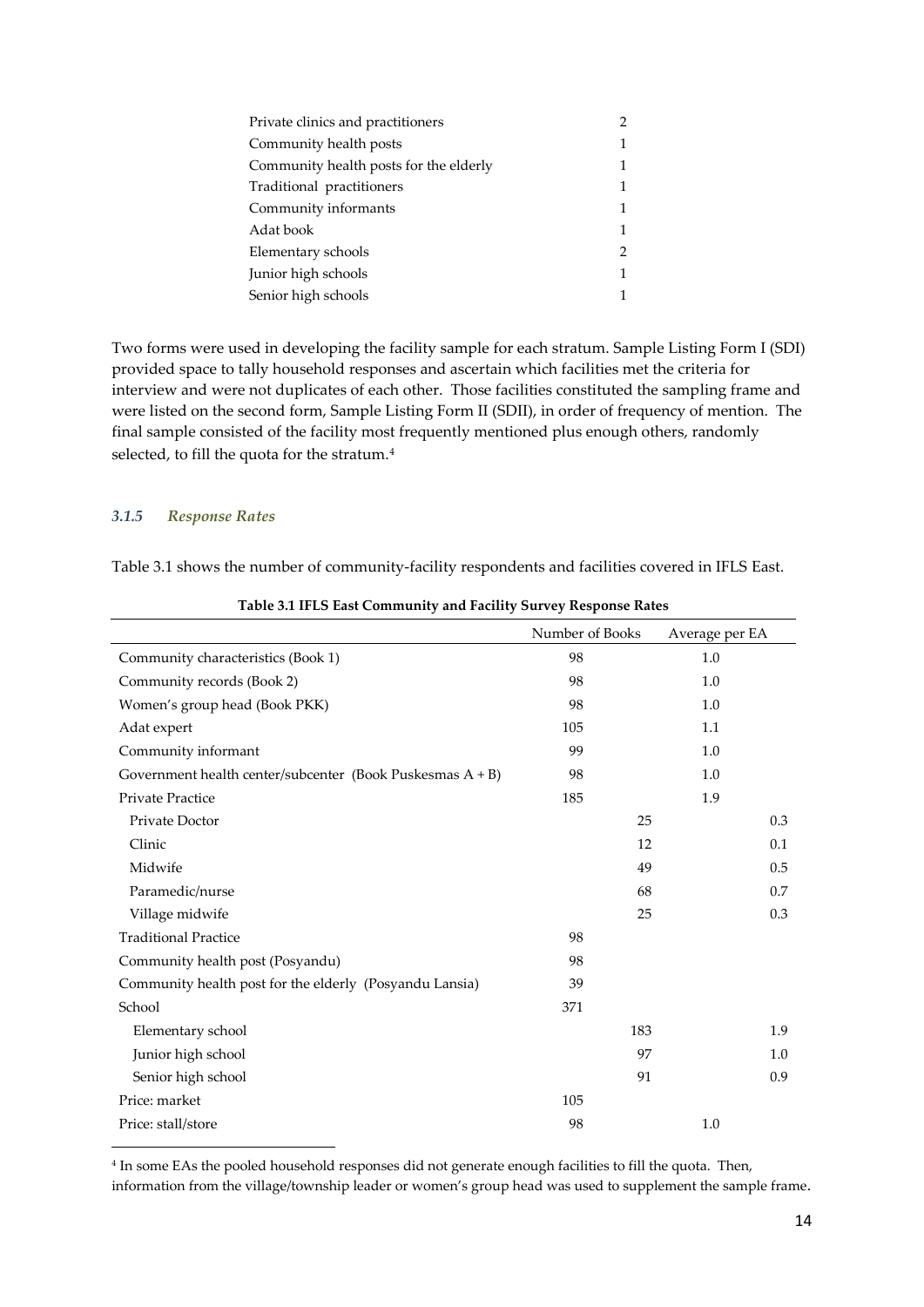| | |
|---|---|
| Private clinics and practitioners | 2 |
| Community health posts | 1 |
| Community health posts for the elderly | 1 |
| Traditional practitioners | 1 |
| Community informants | 1 |
| Adat book | 1 |
| Elementary schools | 2 |
| Junior high schools | 1 |
| Senior high schools | 1 |

Two forms were used in developing the facility sample for each stratum. Sample Listing Form I (SDI) provided space to tally household responses and ascertain which facilities met the criteria for interview and were not duplicates of each other. Those facilities constituted the sampling frame and were listed on the second form, Sample Listing Form II (SDII), in order of frequency of mention. The final sample consisted of the facility most frequently mentioned plus enough others, randomly selected, to fill the quota for the stratum.[4]

### *3.1.5 Response Rates*

Table 3.1 shows the number of community-facility respondents and facilities covered in IFLS East.

**Table 3.1 IFLS East Community and Facility Survey Response Rates**

| | Number of Books | | Average per EA | |
|---|---|---|---|---|
| Community characteristics (Book 1) | 98 | | 1.0 | |
| Community records (Book 2) | 98 | | 1.0 | |
| Women's group head (Book PKK) | 98 | | 1.0 | |
| Adat expert | 105 | | 1.1 | |
| Community informant | 99 | | 1.0 | |
| Government health center/subcenter (Book Puskesmas A + B) | 98 | | 1.0 | |
| Private Practice | 185 | | 1.9 | |
| Private Doctor | | 25 | | 0.3 |
| Clinic | | 12 | | 0.1 |
| Midwife | | 49 | | 0.5 |
| Paramedic/nurse | | 68 | | 0.7 |
| Village midwife | | 25 | | 0.3 |
| Traditional Practice | 98 | | | |
| Community health post (Posyandu) | 98 | | | |
| Community health post for the elderly (Posyandu Lansia) | 39 | | | |
| School | 371 | | | |
| Elementary school | | 183 | | 1.9 |
| Junior high school | | 97 | | 1.0 |
| Senior high school | | 91 | | 0.9 |
| Price: market | 105 | | | |
| Price: stall/store | 98 | | 1.0 | |

[4] In some EAs the pooled household responses did not generate enough facilities to fill the quota. Then, information from the village/township leader or women's group head was used to supplement the sample frame.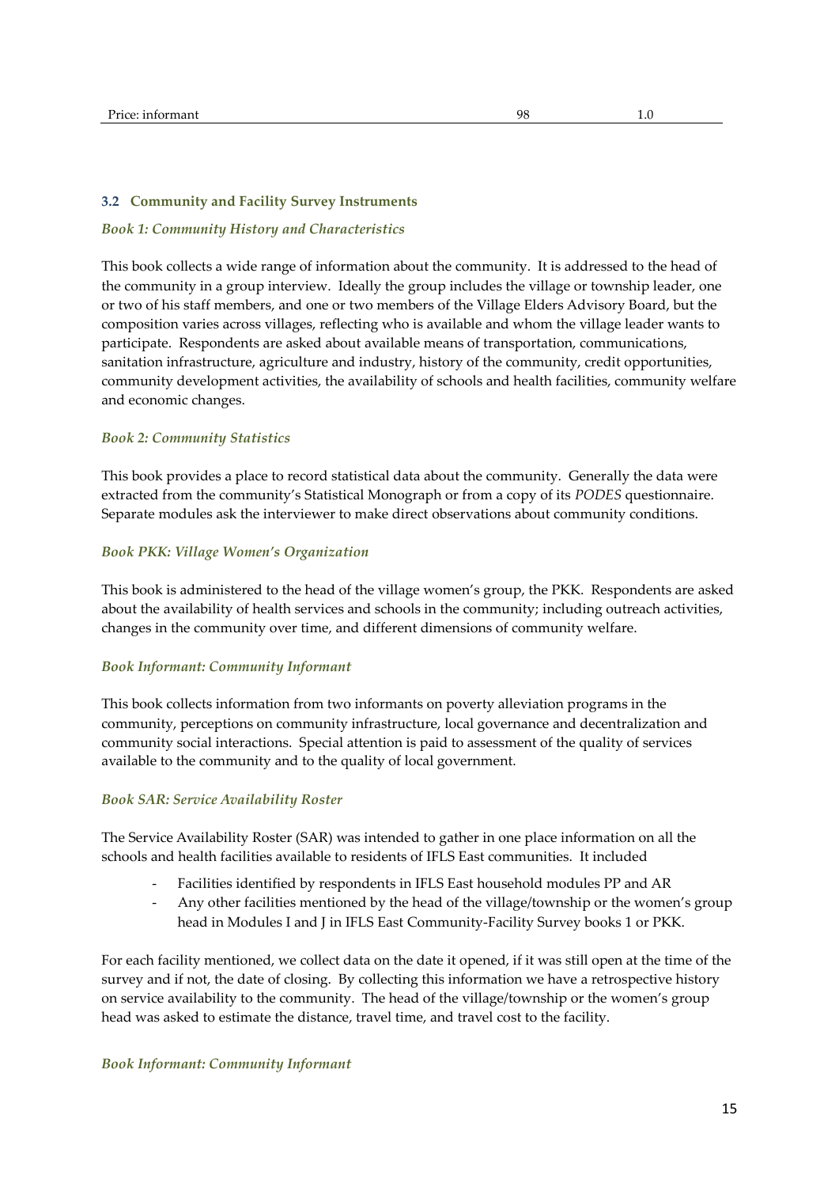| Price: informant | 98 | 1.0 |
|---|---|---|

### 3.2 Community and Facility Survey Instruments

*Book 1: Community History and Characteristics*

This book collects a wide range of information about the community. It is addressed to the head of the community in a group interview. Ideally the group includes the village or township leader, one or two of his staff members, and one or two members of the Village Elders Advisory Board, but the composition varies across villages, reflecting who is available and whom the village leader wants to participate. Respondents are asked about available means of transportation, communications, sanitation infrastructure, agriculture and industry, history of the community, credit opportunities, community development activities, the availability of schools and health facilities, community welfare and economic changes.

*Book 2: Community Statistics*

This book provides a place to record statistical data about the community. Generally the data were extracted from the community's Statistical Monograph or from a copy of its *PODES* questionnaire. Separate modules ask the interviewer to make direct observations about community conditions.

*Book PKK: Village Women's Organization*

This book is administered to the head of the village women's group, the PKK. Respondents are asked about the availability of health services and schools in the community; including outreach activities, changes in the community over time, and different dimensions of community welfare.

*Book Informant: Community Informant*

This book collects information from two informants on poverty alleviation programs in the community, perceptions on community infrastructure, local governance and decentralization and community social interactions. Special attention is paid to assessment of the quality of services available to the community and to the quality of local government.

*Book SAR: Service Availability Roster*

The Service Availability Roster (SAR) was intended to gather in one place information on all the schools and health facilities available to residents of IFLS East communities. It included

- Facilities identified by respondents in IFLS East household modules PP and AR
- Any other facilities mentioned by the head of the village/township or the women's group head in Modules I and J in IFLS East Community-Facility Survey books 1 or PKK.

For each facility mentioned, we collect data on the date it opened, if it was still open at the time of the survey and if not, the date of closing. By collecting this information we have a retrospective history on service availability to the community. The head of the village/township or the women's group head was asked to estimate the distance, travel time, and travel cost to the facility.

*Book Informant: Community Informant*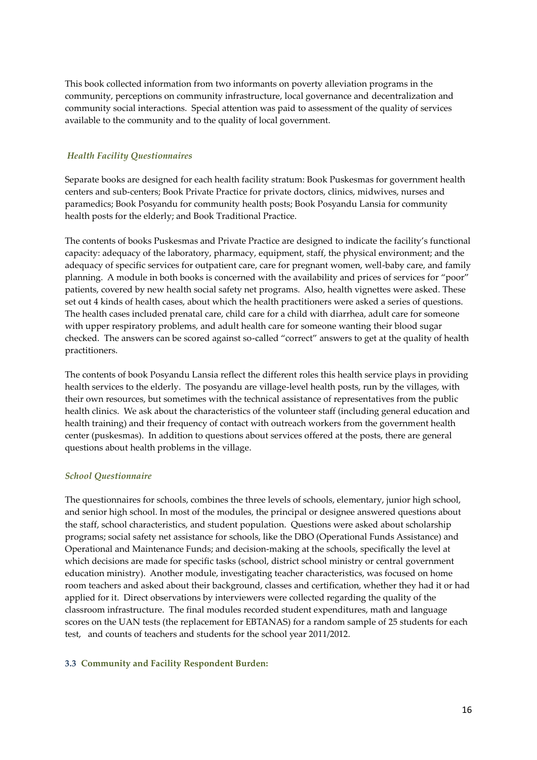This book collected information from two informants on poverty alleviation programs in the community, perceptions on community infrastructure, local governance and decentralization and community social interactions. Special attention was paid to assessment of the quality of services available to the community and to the quality of local government.

### *Health Facility Questionnaires*

Separate books are designed for each health facility stratum: Book Puskesmas for government health centers and sub-centers; Book Private Practice for private doctors, clinics, midwives, nurses and paramedics; Book Posyandu for community health posts; Book Posyandu Lansia for community health posts for the elderly; and Book Traditional Practice.

The contents of books Puskesmas and Private Practice are designed to indicate the facility's functional capacity: adequacy of the laboratory, pharmacy, equipment, staff, the physical environment; and the adequacy of specific services for outpatient care, care for pregnant women, well-baby care, and family planning. A module in both books is concerned with the availability and prices of services for "poor" patients, covered by new health social safety net programs. Also, health vignettes were asked. These set out 4 kinds of health cases, about which the health practitioners were asked a series of questions. The health cases included prenatal care, child care for a child with diarrhea, adult care for someone with upper respiratory problems, and adult health care for someone wanting their blood sugar checked. The answers can be scored against so-called "correct" answers to get at the quality of health practitioners.

The contents of book Posyandu Lansia reflect the different roles this health service plays in providing health services to the elderly. The posyandu are village-level health posts, run by the villages, with their own resources, but sometimes with the technical assistance of representatives from the public health clinics. We ask about the characteristics of the volunteer staff (including general education and health training) and their frequency of contact with outreach workers from the government health center (puskesmas). In addition to questions about services offered at the posts, there are general questions about health problems in the village.

### *School Questionnaire*

The questionnaires for schools, combines the three levels of schools, elementary, junior high school, and senior high school. In most of the modules, the principal or designee answered questions about the staff, school characteristics, and student population. Questions were asked about scholarship programs; social safety net assistance for schools, like the DBO (Operational Funds Assistance) and Operational and Maintenance Funds; and decision-making at the schools, specifically the level at which decisions are made for specific tasks (school, district school ministry or central government education ministry). Another module, investigating teacher characteristics, was focused on home room teachers and asked about their background, classes and certification, whether they had it or had applied for it. Direct observations by interviewers were collected regarding the quality of the classroom infrastructure. The final modules recorded student expenditures, math and language scores on the UAN tests (the replacement for EBTANAS) for a random sample of 25 students for each test, and counts of teachers and students for the school year 2011/2012.

## 3.3 Community and Facility Respondent Burden: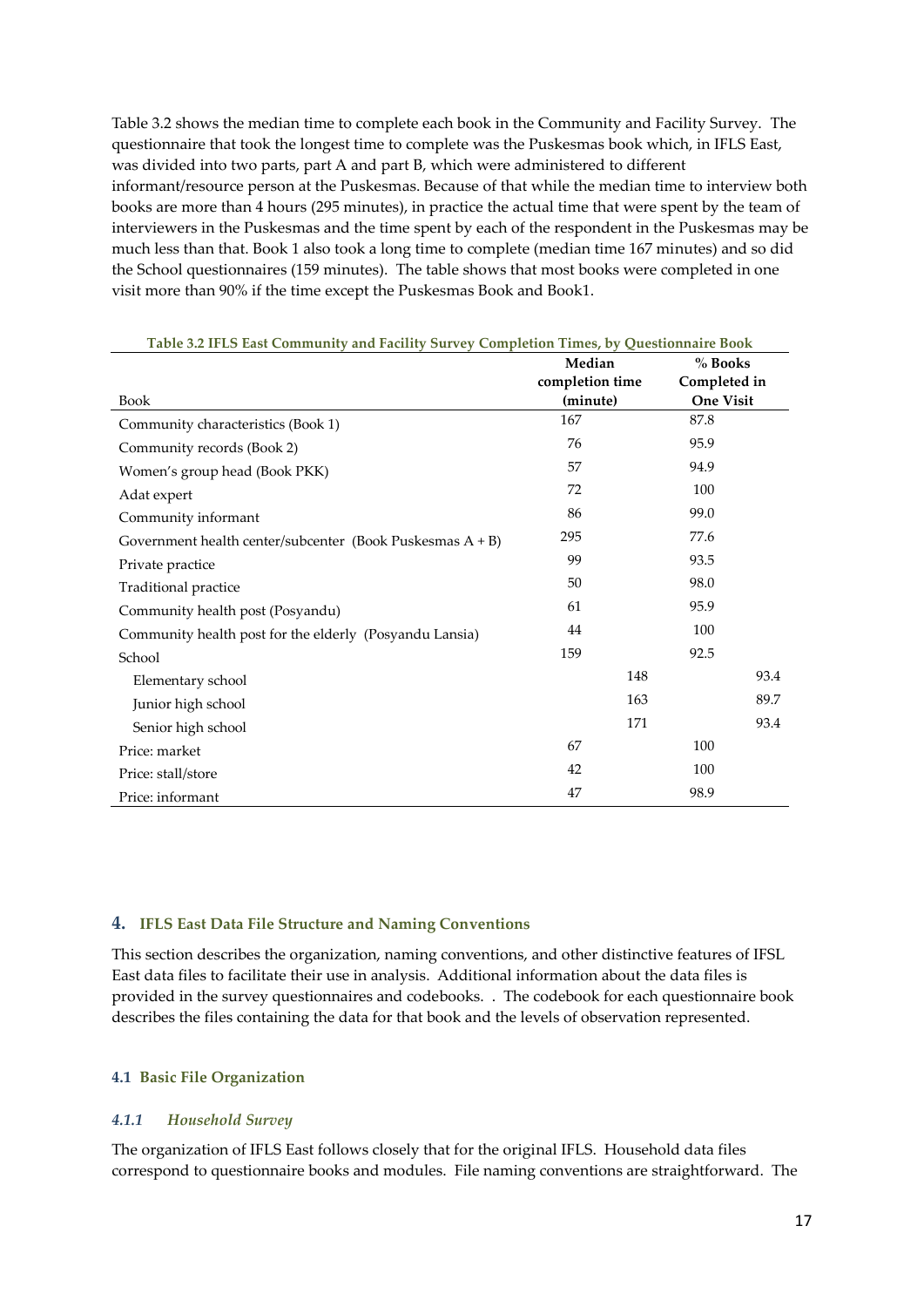Table 3.2 shows the median time to complete each book in the Community and Facility Survey. The questionnaire that took the longest time to complete was the Puskesmas book which, in IFLS East, was divided into two parts, part A and part B, which were administered to different informant/resource person at the Puskesmas. Because of that while the median time to interview both books are more than 4 hours (295 minutes), in practice the actual time that were spent by the team of interviewers in the Puskesmas and the time spent by each of the respondent in the Puskesmas may be much less than that. Book 1 also took a long time to complete (median time 167 minutes) and so did the School questionnaires (159 minutes). The table shows that most books were completed in one visit more than 90% if the time except the Puskesmas Book and Book1.

**Table 3.2 IFLS East Community and Facility Survey Completion Times, by Questionnaire Book**

| Book | Median completion time (minute) | % Books Completed in One Visit |
|---|---|---|
| Community characteristics (Book 1) | 167 | 87.8 |
| Community records (Book 2) | 76 | 95.9 |
| Women's group head (Book PKK) | 57 | 94.9 |
| Adat expert | 72 | 100 |
| Community informant | 86 | 99.0 |
| Government health center/subcenter (Book Puskesmas A + B) | 295 | 77.6 |
| Private practice | 99 | 93.5 |
| Traditional practice | 50 | 98.0 |
| Community health post (Posyandu) | 61 | 95.9 |
| Community health post for the elderly (Posyandu Lansia) | 44 | 100 |
| School | 159 | 92.5 |
| Elementary school | 148 | 93.4 |
| Junior high school | 163 | 89.7 |
| Senior high school | 171 | 93.4 |
| Price: market | 67 | 100 |
| Price: stall/store | 42 | 100 |
| Price: informant | 47 | 98.9 |

## 4. IFLS East Data File Structure and Naming Conventions

This section describes the organization, naming conventions, and other distinctive features of IFSL East data files to facilitate their use in analysis. Additional information about the data files is provided in the survey questionnaires and codebooks. . The codebook for each questionnaire book describes the files containing the data for that book and the levels of observation represented.

### 4.1 Basic File Organization

#### *4.1.1 Household Survey*

The organization of IFLS East follows closely that for the original IFLS. Household data files correspond to questionnaire books and modules. File naming conventions are straightforward. The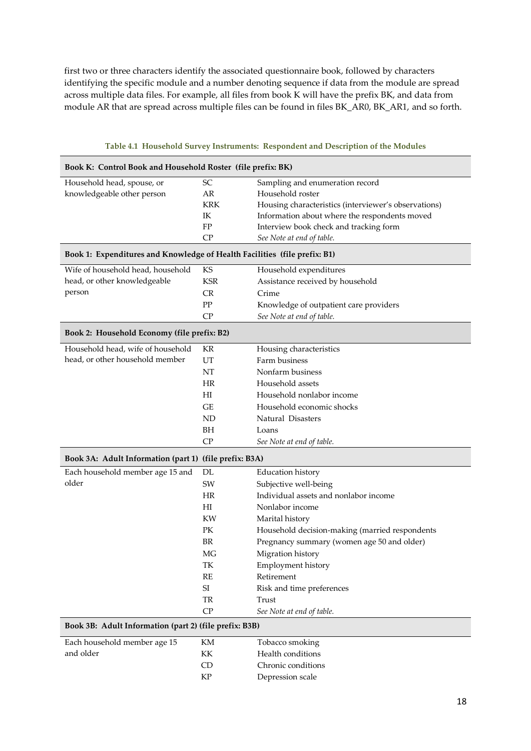first two or three characters identify the associated questionnaire book, followed by characters identifying the specific module and a number denoting sequence if data from the module are spread across multiple data files. For example, all files from book K will have the prefix BK, and data from module AR that are spread across multiple files can be found in files BK_AR0, BK_AR1, and so forth.

**Table 4.1 Household Survey Instruments: Respondent and Description of the Modules**

| Respondent | Module | Description |
|---|---|---|
| **Book K: Control Book and Household Roster (file prefix: BK)** | | |
| Household head, spouse, or knowledgeable other person | SC | Sampling and enumeration record |
| | AR | Household roster |
| | KRK | Housing characteristics (interviewer's observations) |
| | IK | Information about where the respondents moved |
| | FP | Interview book check and tracking form |
| | CP | *See Note at end of table.* |
| **Book 1: Expenditures and Knowledge of Health Facilities (file prefix: B1)** | | |
| Wife of household head, household head, or other knowledgeable person | KS | Household expenditures |
| | KSR | Assistance received by household |
| | CR | Crime |
| | PP | Knowledge of outpatient care providers |
| | CP | *See Note at end of table.* |
| **Book 2: Household Economy (file prefix: B2)** | | |
| Household head, wife of household head, or other household member | KR | Housing characteristics |
| | UT | Farm business |
| | NT | Nonfarm business |
| | HR | Household assets |
| | HI | Household nonlabor income |
| | GE | Household economic shocks |
| | ND | Natural Disasters |
| | BH | Loans |
| | CP | *See Note at end of table.* |
| **Book 3A: Adult Information (part 1) (file prefix: B3A)** | | |
| Each household member age 15 and older | DL | Education history |
| | SW | Subjective well-being |
| | HR | Individual assets and nonlabor income |
| | HI | Nonlabor income |
| | KW | Marital history |
| | PK | Household decision-making (married respondents |
| | BR | Pregnancy summary (women age 50 and older) |
| | MG | Migration history |
| | TK | Employment history |
| | RE | Retirement |
| | SI | Risk and time preferences |
| | TR | Trust |
| | CP | *See Note at end of table.* |
| **Book 3B: Adult Information (part 2) (file prefix: B3B)** | | |
| Each household member age 15 and older | KM | Tobacco smoking |
| | KK | Health conditions |
| | CD | Chronic conditions |
| | KP | Depression scale |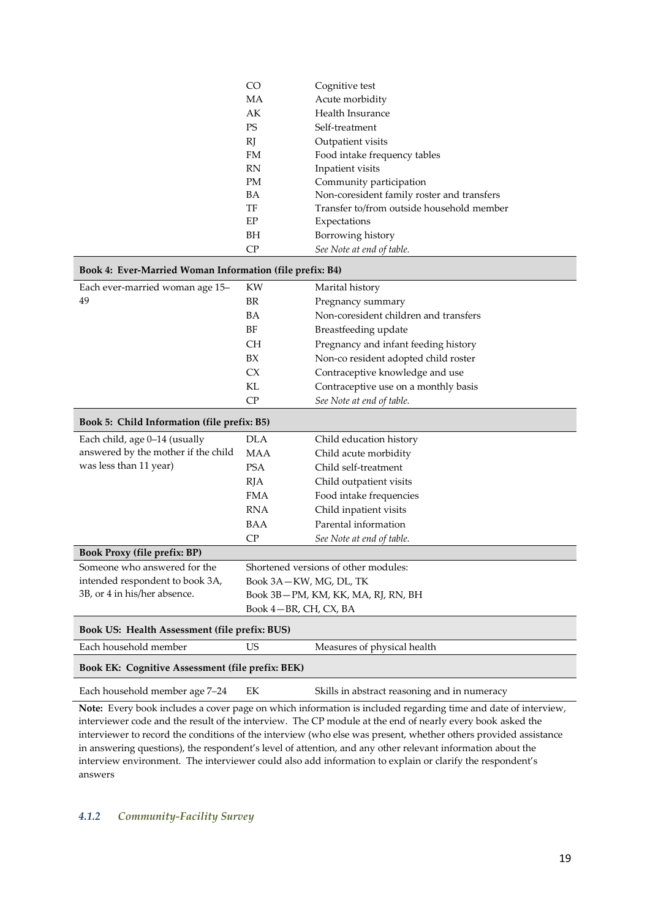| | | |
|---|---|---|
| | CO | Cognitive test |
| | MA | Acute morbidity |
| | AK | Health Insurance |
| | PS | Self-treatment |
| | RJ | Outpatient visits |
| | FM | Food intake frequency tables |
| | RN | Inpatient visits |
| | PM | Community participation |
| | BA | Non-coresident family roster and transfers |
| | TF | Transfer to/from outside household member |
| | EP | Expectations |
| | BH | Borrowing history |
| | CP | *See Note at end of table.* |
| **Book 4: Ever-Married Woman Information (file prefix: B4)** | | |
| Each ever-married woman age 15–49 | KW | Marital history |
| | BR | Pregnancy summary |
| | BA | Non-coresident children and transfers |
| | BF | Breastfeeding update |
| | CH | Pregnancy and infant feeding history |
| | BX | Non-co resident adopted child roster |
| | CX | Contraceptive knowledge and use |
| | KL | Contraceptive use on a monthly basis |
| | CP | *See Note at end of table.* |
| **Book 5: Child Information (file prefix: B5)** | | |
| Each child, age 0–14 (usually answered by the mother if the child was less than 11 year) | DLA | Child education history |
| | MAA | Child acute morbidity |
| | PSA | Child self-treatment |
| | RJA | Child outpatient visits |
| | FMA | Food intake frequencies |
| | RNA | Child inpatient visits |
| | BAA | Parental information |
| | CP | *See Note at end of table.* |
| **Book Proxy (file prefix: BP)** | | |
| Someone who answered for the intended respondent to book 3A, 3B, or 4 in his/her absence. | Shortened versions of other modules:<br>Book 3A—KW, MG, DL, TK<br>Book 3B—PM, KM, KK, MA, RJ, RN, BH<br>Book 4—BR, CH, CX, BA | |
| **Book US: Health Assessment (file prefix: BUS)** | | |
| Each household member | US | Measures of physical health |
| **Book EK: Cognitive Assessment (file prefix: BEK)** | | |
| Each household member age 7–24 | EK | Skills in abstract reasoning and in numeracy |

**Note:** Every book includes a cover page on which information is included regarding time and date of interview, interviewer code and the result of the interview. The CP module at the end of nearly every book asked the interviewer to record the conditions of the interview (who else was present, whether others provided assistance in answering questions), the respondent's level of attention, and any other relevant information about the interview environment. The interviewer could also add information to explain or clarify the respondent's answers

### *4.1.2 Community-Facility Survey*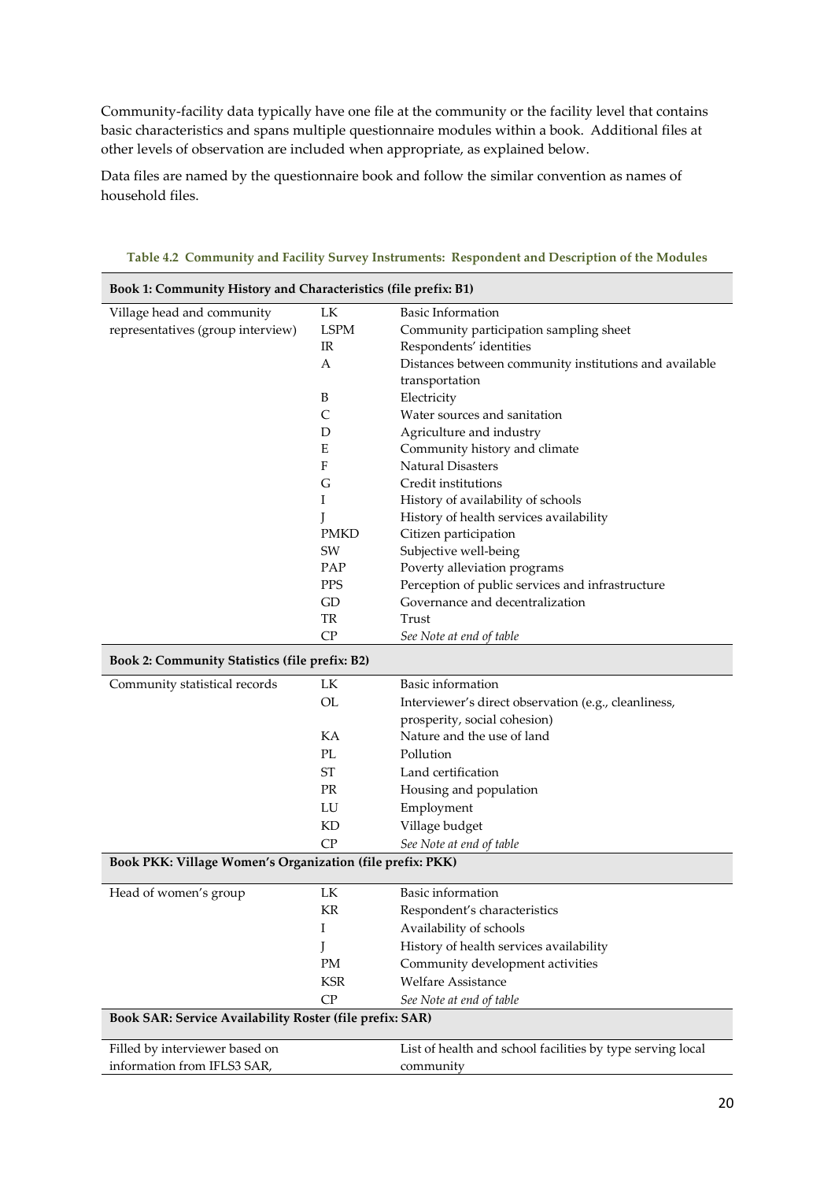Community-facility data typically have one file at the community or the facility level that contains basic characteristics and spans multiple questionnaire modules within a book. Additional files at other levels of observation are included when appropriate, as explained below.

Data files are named by the questionnaire book and follow the similar convention as names of household files.

**Table 4.2 Community and Facility Survey Instruments: Respondent and Description of the Modules**

| | | |
|---|---|---|
| **Book 1: Community History and Characteristics (file prefix: B1)** | | |
| Village head and community representatives (group interview) | LK | Basic Information |
| | LSPM | Community participation sampling sheet |
| | IR | Respondents' identities |
| | A | Distances between community institutions and available transportation |
| | B | Electricity |
| | C | Water sources and sanitation |
| | D | Agriculture and industry |
| | E | Community history and climate |
| | F | Natural Disasters |
| | G | Credit institutions |
| | I | History of availability of schools |
| | J | History of health services availability |
| | PMKD | Citizen participation |
| | SW | Subjective well-being |
| | PAP | Poverty alleviation programs |
| | PPS | Perception of public services and infrastructure |
| | GD | Governance and decentralization |
| | TR | Trust |
| | CP | *See Note at end of table* |
| **Book 2: Community Statistics (file prefix: B2)** | | |
| Community statistical records | LK | Basic information |
| | OL | Interviewer's direct observation (e.g., cleanliness, prosperity, social cohesion) |
| | KA | Nature and the use of land |
| | PL | Pollution |
| | ST | Land certification |
| | PR | Housing and population |
| | LU | Employment |
| | KD | Village budget |
| | CP | *See Note at end of table* |
| **Book PKK: Village Women's Organization (file prefix: PKK)** | | |
| Head of women's group | LK | Basic information |
| | KR | Respondent's characteristics |
| | I | Availability of schools |
| | J | History of health services availability |
| | PM | Community development activities |
| | KSR | Welfare Assistance |
| | CP | *See Note at end of table* |
| **Book SAR: Service Availability Roster (file prefix: SAR)** | | |
| Filled by interviewer based on information from IFLS3 SAR, | | List of health and school facilities by type serving local community |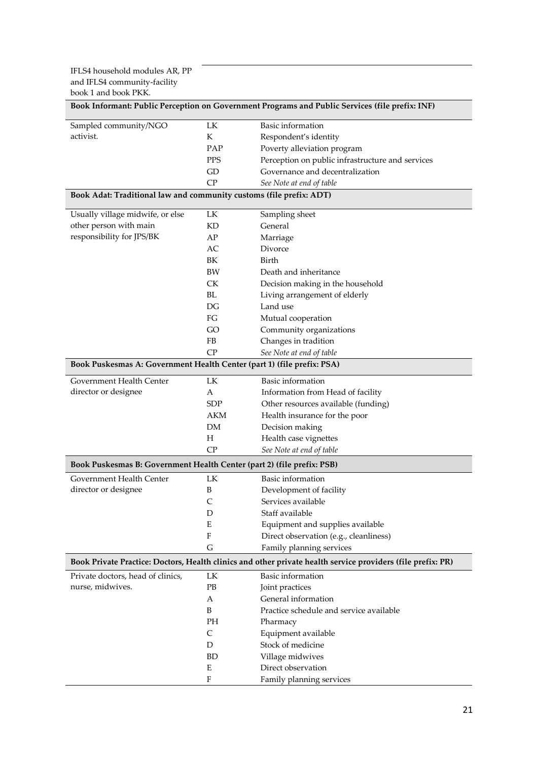| | | |
|---|---|---|
| IFLS4 household modules AR, PP and IFLS4 community-facility book 1 and book PKK. | | |
| **Book Informant: Public Perception on Government Programs and Public Services (file prefix: INF)** | | |
| Sampled community/NGO activist. | LK | Basic information |
| | K | Respondent's identity |
| | PAP | Poverty alleviation program |
| | PPS | Perception on public infrastructure and services |
| | GD | Governance and decentralization |
| | CP | *See Note at end of table* |
| **Book Adat: Traditional law and community customs (file prefix: ADT)** | | |
| Usually village midwife, or else other person with main responsibility for JPS/BK | LK | Sampling sheet |
| | KD | General |
| | AP | Marriage |
| | AC | Divorce |
| | BK | Birth |
| | BW | Death and inheritance |
| | CK | Decision making in the household |
| | BL | Living arrangement of elderly |
| | DG | Land use |
| | FG | Mutual cooperation |
| | GO | Community organizations |
| | FB | Changes in tradition |
| | CP | *See Note at end of table* |
| **Book Puskesmas A: Government Health Center (part 1) (file prefix: PSA)** | | |
| Government Health Center director or designee | LK | Basic information |
| | A | Information from Head of facility |
| | SDP | Other resources available (funding) |
| | AKM | Health insurance for the poor |
| | DM | Decision making |
| | H | Health case vignettes |
| | CP | *See Note at end of table* |
| **Book Puskesmas B: Government Health Center (part 2) (file prefix: PSB)** | | |
| Government Health Center director or designee | LK | Basic information |
| | B | Development of facility |
| | C | Services available |
| | D | Staff available |
| | E | Equipment and supplies available |
| | F | Direct observation (e.g., cleanliness) |
| | G | Family planning services |
| **Book Private Practice: Doctors, Health clinics and other private health service providers (file prefix: PR)** | | |
| Private doctors, head of clinics, nurse, midwives. | LK | Basic information |
| | PB | Joint practices |
| | A | General information |
| | B | Practice schedule and service available |
| | PH | Pharmacy |
| | C | Equipment available |
| | D | Stock of medicine |
| | BD | Village midwives |
| | E | Direct observation |
| | F | Family planning services |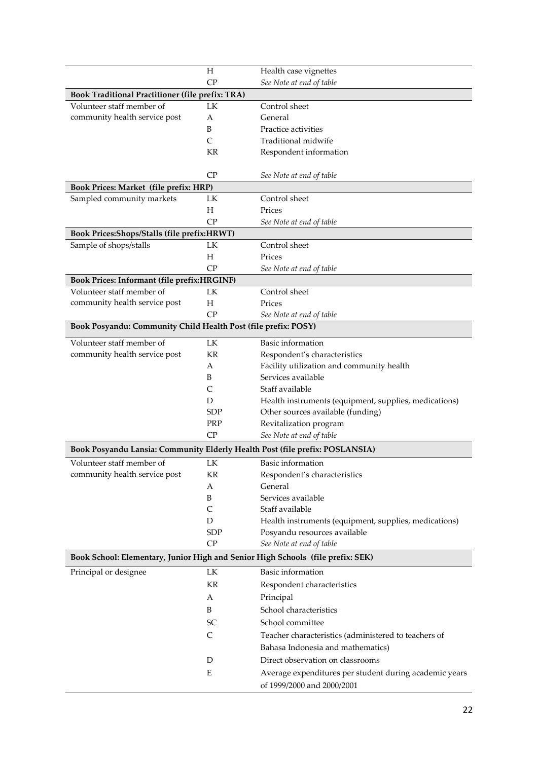| | | |
|---|---|---|
| | H | Health case vignettes |
| | CP | *See Note at end of table* |
| **Book Traditional Practitioner (file prefix: TRA)** | | |
| Volunteer staff member of community health service post | LK | Control sheet |
| | A | General |
| | B | Practice activities |
| | C | Traditional midwife |
| | KR | Respondent information |
| | CP | *See Note at end of table* |
| **Book Prices: Market (file prefix: HRP)** | | |
| Sampled community markets | LK | Control sheet |
| | H | Prices |
| | CP | *See Note at end of table* |
| **Book Prices:Shops/Stalls (file prefix:HRWT)** | | |
| Sample of shops/stalls | LK | Control sheet |
| | H | Prices |
| | CP | *See Note at end of table* |
| **Book Prices: Informant (file prefix:HRGINF)** | | |
| Volunteer staff member of community health service post | LK | Control sheet |
| | H | Prices |
| | CP | *See Note at end of table* |
| **Book Posyandu: Community Child Health Post (file prefix: POSY)** | | |
| Volunteer staff member of community health service post | LK | Basic information |
| | KR | Respondent's characteristics |
| | A | Facility utilization and community health |
| | B | Services available |
| | C | Staff available |
| | D | Health instruments (equipment, supplies, medications) |
| | SDP | Other sources available (funding) |
| | PRP | Revitalization program |
| | CP | *See Note at end of table* |
| **Book Posyandu Lansia: Community Elderly Health Post (file prefix: POSLANSIA)** | | |
| Volunteer staff member of community health service post | LK | Basic information |
| | KR | Respondent's characteristics |
| | A | General |
| | B | Services available |
| | C | Staff available |
| | D | Health instruments (equipment, supplies, medications) |
| | SDP | Posyandu resources available |
| | CP | *See Note at end of table* |
| **Book School: Elementary, Junior High and Senior High Schools (file prefix: SEK)** | | |
| Principal or designee | LK | Basic information |
| | KR | Respondent characteristics |
| | A | Principal |
| | B | School characteristics |
| | SC | School committee |
| | C | Teacher characteristics (administered to teachers of Bahasa Indonesia and mathematics) |
| | D | Direct observation on classrooms |
| | E | Average expenditures per student during academic years of 1999/2000 and 2000/2001 |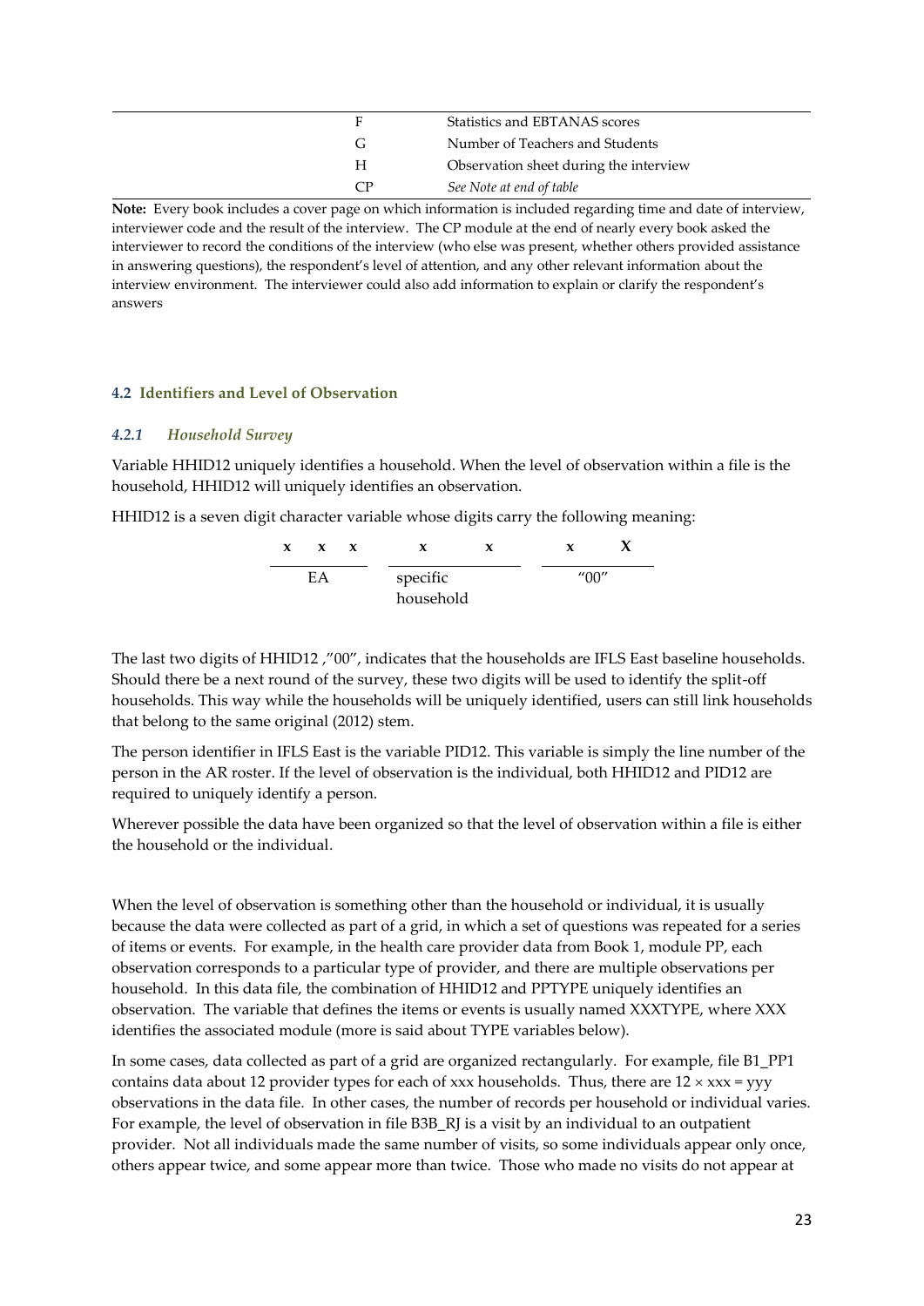| | | |
|---|---|---|
| | F | Statistics and EBTANAS scores |
| | G | Number of Teachers and Students |
| | H | Observation sheet during the interview |
| | CP | *See Note at end of table* |

**Note:** Every book includes a cover page on which information is included regarding time and date of interview, interviewer code and the result of the interview. The CP module at the end of nearly every book asked the interviewer to record the conditions of the interview (who else was present, whether others provided assistance in answering questions), the respondent's level of attention, and any other relevant information about the interview environment. The interviewer could also add information to explain or clarify the respondent's answers

## 4.2 Identifiers and Level of Observation

### *4.2.1 Household Survey*

Variable HHID12 uniquely identifies a household. When the level of observation within a file is the household, HHID12 will uniquely identifies an observation.

HHID12 is a seven digit character variable whose digits carry the following meaning:

| x x x | x x | x X |
|---|---|---|
| EA | specific household | "00" |

The last two digits of HHID12 ,"00", indicates that the households are IFLS East baseline households. Should there be a next round of the survey, these two digits will be used to identify the split-off households. This way while the households will be uniquely identified, users can still link households that belong to the same original (2012) stem.

The person identifier in IFLS East is the variable PID12. This variable is simply the line number of the person in the AR roster. If the level of observation is the individual, both HHID12 and PID12 are required to uniquely identify a person.

Wherever possible the data have been organized so that the level of observation within a file is either the household or the individual.

When the level of observation is something other than the household or individual, it is usually because the data were collected as part of a grid, in which a set of questions was repeated for a series of items or events. For example, in the health care provider data from Book 1, module PP, each observation corresponds to a particular type of provider, and there are multiple observations per household. In this data file, the combination of HHID12 and PPTYPE uniquely identifies an observation. The variable that defines the items or events is usually named XXXTYPE, where XXX identifies the associated module (more is said about TYPE variables below).

In some cases, data collected as part of a grid are organized rectangularly. For example, file B1_PP1 contains data about 12 provider types for each of xxx households. Thus, there are 12 × xxx = yyy observations in the data file. In other cases, the number of records per household or individual varies. For example, the level of observation in file B3B_RJ is a visit by an individual to an outpatient provider. Not all individuals made the same number of visits, so some individuals appear only once, others appear twice, and some appear more than twice. Those who made no visits do not appear at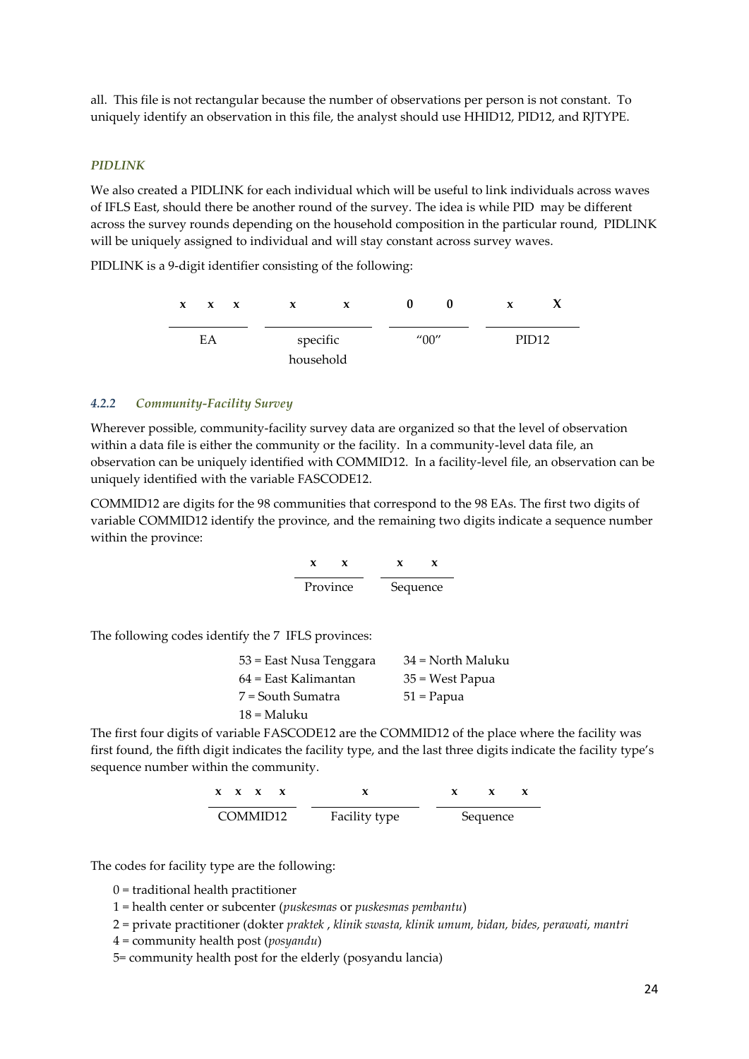all. This file is not rectangular because the number of observations per person is not constant. To uniquely identify an observation in this file, the analyst should use HHID12, PID12, and RJTYPE.

#### *PIDLINK*

We also created a PIDLINK for each individual which will be useful to link individuals across waves of IFLS East, should there be another round of the survey. The idea is while PID may be different across the survey rounds depending on the household composition in the particular round, PIDLINK will be uniquely assigned to individual and will stay constant across survey waves.

PIDLINK is a 9-digit identifier consisting of the following:

| x x x | x x | 0 0 | x X |
|---|---|---|---|
| EA | specific household | "00" | PID12 |

### *4.2.2 Community-Facility Survey*

Wherever possible, community-facility survey data are organized so that the level of observation within a data file is either the community or the facility. In a community-level data file, an observation can be uniquely identified with COMMID12. In a facility-level file, an observation can be uniquely identified with the variable FASCODE12.

COMMID12 are digits for the 98 communities that correspond to the 98 EAs. The first two digits of variable COMMID12 identify the province, and the remaining two digits indicate a sequence number within the province:

| x x | x x |
|---|---|
| Province | Sequence |

The following codes identify the 7 IFLS provinces:

| | |
|---|---|
| 53 = East Nusa Tenggara | 34 = North Maluku |
| 64 = East Kalimantan | 35 = West Papua |
| 7 = South Sumatra | 51 = Papua |
| 18 = Maluku | |

The first four digits of variable FASCODE12 are the COMMID12 of the place where the facility was first found, the fifth digit indicates the facility type, and the last three digits indicate the facility type's sequence number within the community.

| x x x x | x | x x x |
|---|---|---|
| COMMID12 | Facility type | Sequence |

The codes for facility type are the following:

- 0 = traditional health practitioner
- 1 = health center or subcenter (*puskesmas* or *puskesmas pembantu*)
- 2 = private practitioner (dokter *praktek , klinik swasta, klinik umum, bidan, bides, perawati, mantri*
- 4 = community health post (*posyandu*)
- 5= community health post for the elderly (posyandu lancia)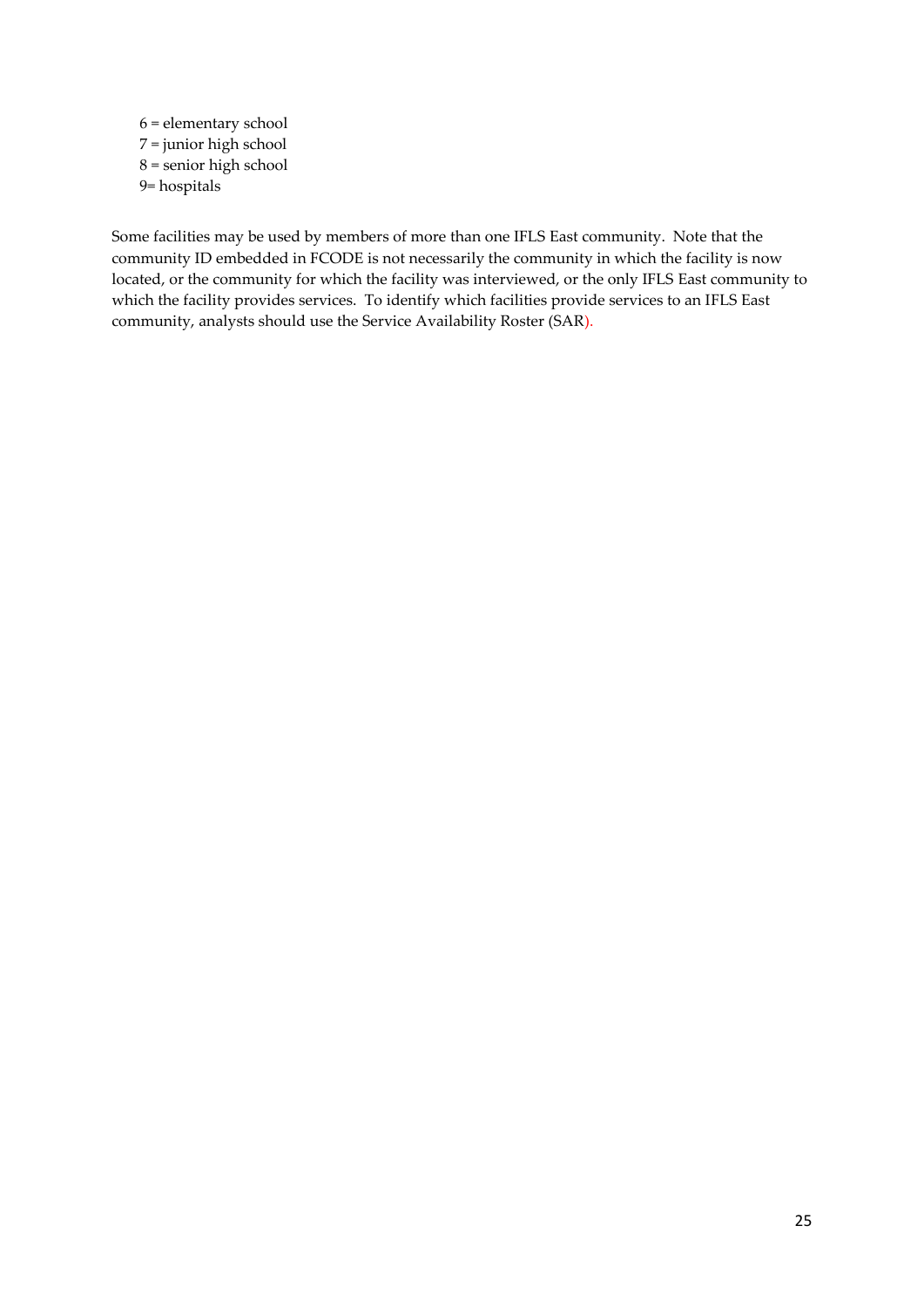6 = elementary school
7 = junior high school
8 = senior high school
9= hospitals

Some facilities may be used by members of more than one IFLS East community. Note that the community ID embedded in FCODE is not necessarily the community in which the facility is now located, or the community for which the facility was interviewed, or the only IFLS East community to which the facility provides services. To identify which facilities provide services to an IFLS East community, analysts should use the Service Availability Roster (SAR).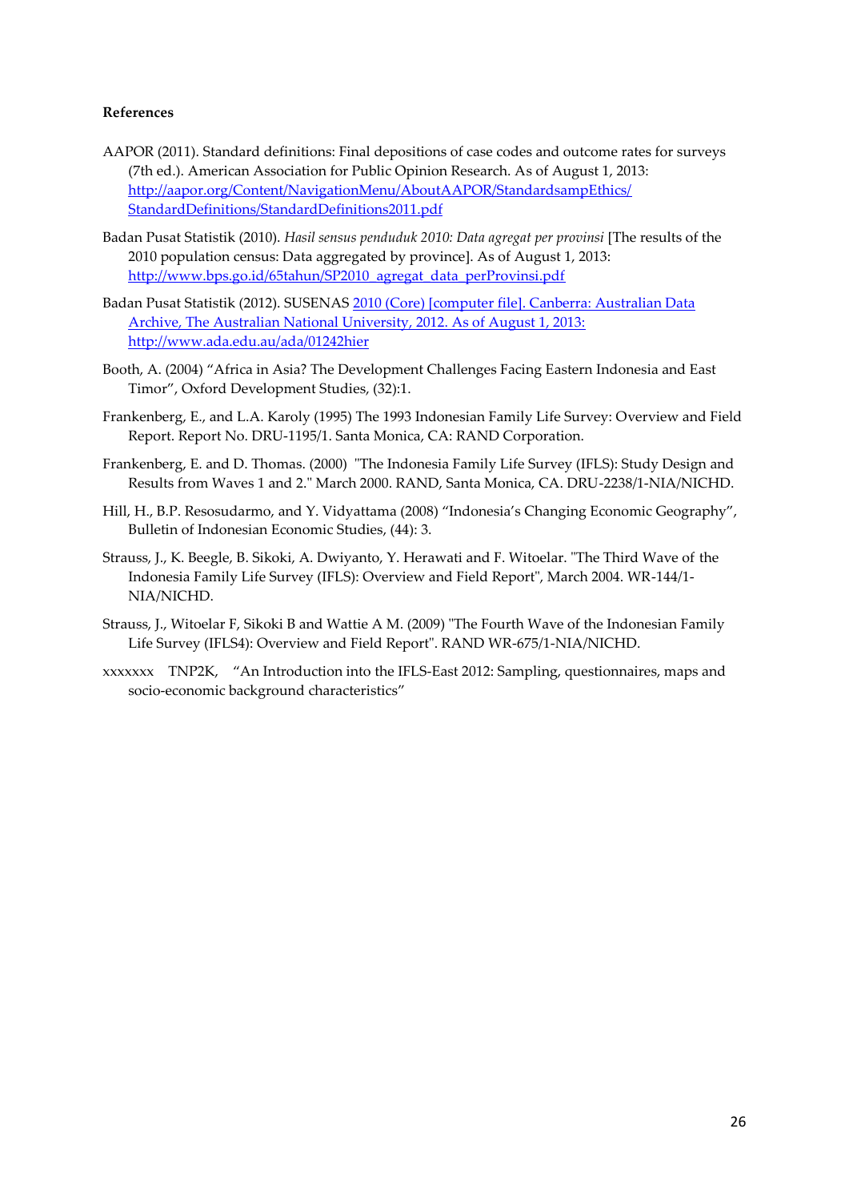**References**

AAPOR (2011). Standard definitions: Final depositions of case codes and outcome rates for surveys (7th ed.). American Association for Public Opinion Research. As of August 1, 2013: http://aapor.org/Content/NavigationMenu/AboutAAPOR/StandardsampEthics/StandardDefinitions/StandardDefinitions2011.pdf

Badan Pusat Statistik (2010). *Hasil sensus penduduk 2010: Data agregat per provinsi* [The results of the 2010 population census: Data aggregated by province]. As of August 1, 2013: http://www.bps.go.id/65tahun/SP2010_agregat_data_perProvinsi.pdf

Badan Pusat Statistik (2012). SUSENAS 2010 (Core) [computer file]. Canberra: Australian Data Archive, The Australian National University, 2012. As of August 1, 2013: http://www.ada.edu.au/ada/01242hier

Booth, A. (2004) "Africa in Asia? The Development Challenges Facing Eastern Indonesia and East Timor", Oxford Development Studies, (32):1.

Frankenberg, E., and L.A. Karoly (1995) The 1993 Indonesian Family Life Survey: Overview and Field Report. Report No. DRU-1195/1. Santa Monica, CA: RAND Corporation.

Frankenberg, E. and D. Thomas. (2000) "The Indonesia Family Life Survey (IFLS): Study Design and Results from Waves 1 and 2." March 2000. RAND, Santa Monica, CA. DRU-2238/1-NIA/NICHD.

Hill, H., B.P. Resosudarmo, and Y. Vidyattama (2008) "Indonesia's Changing Economic Geography", Bulletin of Indonesian Economic Studies, (44): 3.

Strauss, J., K. Beegle, B. Sikoki, A. Dwiyanto, Y. Herawati and F. Witoelar. "The Third Wave of the Indonesia Family Life Survey (IFLS): Overview and Field Report", March 2004. WR-144/1-NIA/NICHD.

Strauss, J., Witoelar F, Sikoki B and Wattie A M. (2009) "The Fourth Wave of the Indonesian Family Life Survey (IFLS4): Overview and Field Report". RAND WR-675/1-NIA/NICHD.

xxxxxxx TNP2K, "An Introduction into the IFLS-East 2012: Sampling, questionnaires, maps and socio-economic background characteristics"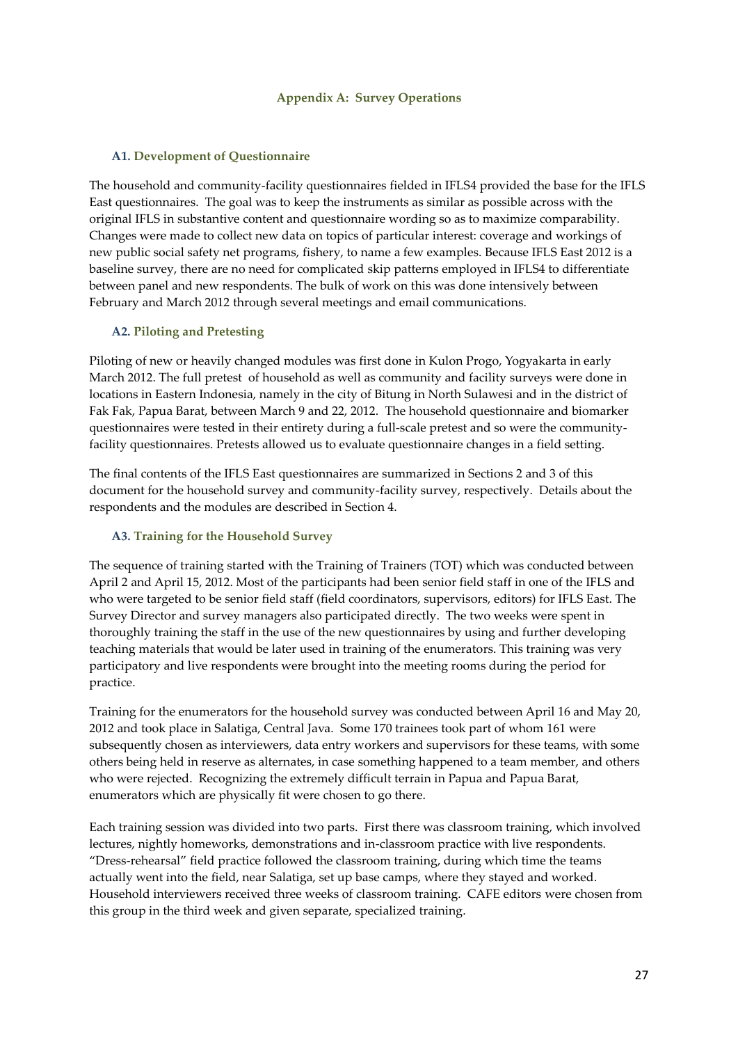# Appendix A: Survey Operations

## A1. Development of Questionnaire

The household and community-facility questionnaires fielded in IFLS4 provided the base for the IFLS East questionnaires. The goal was to keep the instruments as similar as possible across with the original IFLS in substantive content and questionnaire wording so as to maximize comparability. Changes were made to collect new data on topics of particular interest: coverage and workings of new public social safety net programs, fishery, to name a few examples. Because IFLS East 2012 is a baseline survey, there are no need for complicated skip patterns employed in IFLS4 to differentiate between panel and new respondents. The bulk of work on this was done intensively between February and March 2012 through several meetings and email communications.

## A2. Piloting and Pretesting

Piloting of new or heavily changed modules was first done in Kulon Progo, Yogyakarta in early March 2012. The full pretest of household as well as community and facility surveys were done in locations in Eastern Indonesia, namely in the city of Bitung in North Sulawesi and in the district of Fak Fak, Papua Barat, between March 9 and 22, 2012. The household questionnaire and biomarker questionnaires were tested in their entirety during a full-scale pretest and so were the community-facility questionnaires. Pretests allowed us to evaluate questionnaire changes in a field setting.

The final contents of the IFLS East questionnaires are summarized in Sections 2 and 3 of this document for the household survey and community-facility survey, respectively. Details about the respondents and the modules are described in Section 4.

## A3. Training for the Household Survey

The sequence of training started with the Training of Trainers (TOT) which was conducted between April 2 and April 15, 2012. Most of the participants had been senior field staff in one of the IFLS and who were targeted to be senior field staff (field coordinators, supervisors, editors) for IFLS East. The Survey Director and survey managers also participated directly. The two weeks were spent in thoroughly training the staff in the use of the new questionnaires by using and further developing teaching materials that would be later used in training of the enumerators. This training was very participatory and live respondents were brought into the meeting rooms during the period for practice.

Training for the enumerators for the household survey was conducted between April 16 and May 20, 2012 and took place in Salatiga, Central Java. Some 170 trainees took part of whom 161 were subsequently chosen as interviewers, data entry workers and supervisors for these teams, with some others being held in reserve as alternates, in case something happened to a team member, and others who were rejected. Recognizing the extremely difficult terrain in Papua and Papua Barat, enumerators which are physically fit were chosen to go there.

Each training session was divided into two parts. First there was classroom training, which involved lectures, nightly homeworks, demonstrations and in-classroom practice with live respondents. "Dress-rehearsal" field practice followed the classroom training, during which time the teams actually went into the field, near Salatiga, set up base camps, where they stayed and worked. Household interviewers received three weeks of classroom training. CAFE editors were chosen from this group in the third week and given separate, specialized training.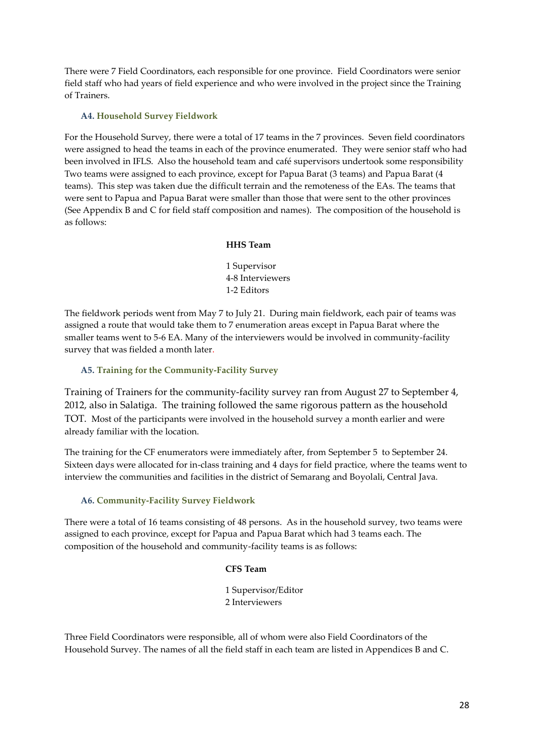There were 7 Field Coordinators, each responsible for one province. Field Coordinators were senior field staff who had years of field experience and who were involved in the project since the Training of Trainers.

### A4. Household Survey Fieldwork

For the Household Survey, there were a total of 17 teams in the 7 provinces. Seven field coordinators were assigned to head the teams in each of the province enumerated. They were senior staff who had been involved in IFLS. Also the household team and café supervisors undertook some responsibility Two teams were assigned to each province, except for Papua Barat (3 teams) and Papua Barat (4 teams). This step was taken due the difficult terrain and the remoteness of the EAs. The teams that were sent to Papua and Papua Barat were smaller than those that were sent to the other provinces (See Appendix B and C for field staff composition and names). The composition of the household is as follows:

**HHS Team**

1 Supervisor
4-8 Interviewers
1-2 Editors

The fieldwork periods went from May 7 to July 21. During main fieldwork, each pair of teams was assigned a route that would take them to 7 enumeration areas except in Papua Barat where the smaller teams went to 5-6 EA. Many of the interviewers would be involved in community-facility survey that was fielded a month later.

### A5. Training for the Community-Facility Survey

Training of Trainers for the community-facility survey ran from August 27 to September 4, 2012, also in Salatiga. The training followed the same rigorous pattern as the household TOT. Most of the participants were involved in the household survey a month earlier and were already familiar with the location.

The training for the CF enumerators were immediately after, from September 5 to September 24. Sixteen days were allocated for in-class training and 4 days for field practice, where the teams went to interview the communities and facilities in the district of Semarang and Boyolali, Central Java.

### A6. Community-Facility Survey Fieldwork

There were a total of 16 teams consisting of 48 persons. As in the household survey, two teams were assigned to each province, except for Papua and Papua Barat which had 3 teams each. The composition of the household and community-facility teams is as follows:

**CFS Team**

1 Supervisor/Editor
2 Interviewers

Three Field Coordinators were responsible, all of whom were also Field Coordinators of the Household Survey. The names of all the field staff in each team are listed in Appendices B and C.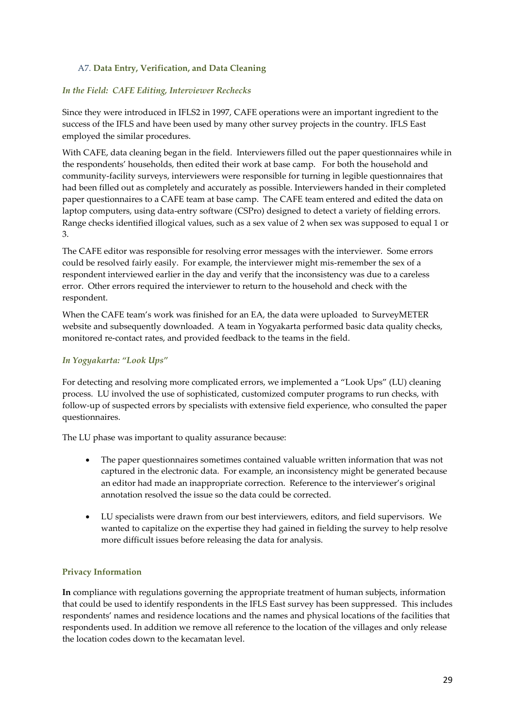## A7. Data Entry, Verification, and Data Cleaning

### *In the Field: CAFE Editing, Interviewer Rechecks*

Since they were introduced in IFLS2 in 1997, CAFE operations were an important ingredient to the success of the IFLS and have been used by many other survey projects in the country. IFLS East employed the similar procedures.

With CAFE, data cleaning began in the field. Interviewers filled out the paper questionnaires while in the respondents' households, then edited their work at base camp. For both the household and community-facility surveys, interviewers were responsible for turning in legible questionnaires that had been filled out as completely and accurately as possible. Interviewers handed in their completed paper questionnaires to a CAFE team at base camp. The CAFE team entered and edited the data on laptop computers, using data-entry software (CSPro) designed to detect a variety of fielding errors. Range checks identified illogical values, such as a sex value of 2 when sex was supposed to equal 1 or 3.

The CAFE editor was responsible for resolving error messages with the interviewer. Some errors could be resolved fairly easily. For example, the interviewer might mis-remember the sex of a respondent interviewed earlier in the day and verify that the inconsistency was due to a careless error. Other errors required the interviewer to return to the household and check with the respondent.

When the CAFE team's work was finished for an EA, the data were uploaded to SurveyMETER website and subsequently downloaded. A team in Yogyakarta performed basic data quality checks, monitored re-contact rates, and provided feedback to the teams in the field.

### *In Yogyakarta: "Look Ups"*

For detecting and resolving more complicated errors, we implemented a "Look Ups" (LU) cleaning process. LU involved the use of sophisticated, customized computer programs to run checks, with follow-up of suspected errors by specialists with extensive field experience, who consulted the paper questionnaires.

The LU phase was important to quality assurance because:

- The paper questionnaires sometimes contained valuable written information that was not captured in the electronic data. For example, an inconsistency might be generated because an editor had made an inappropriate correction. Reference to the interviewer's original annotation resolved the issue so the data could be corrected.
- LU specialists were drawn from our best interviewers, editors, and field supervisors. We wanted to capitalize on the expertise they had gained in fielding the survey to help resolve more difficult issues before releasing the data for analysis.

### Privacy Information

**In** compliance with regulations governing the appropriate treatment of human subjects, information that could be used to identify respondents in the IFLS East survey has been suppressed. This includes respondents' names and residence locations and the names and physical locations of the facilities that respondents used. In addition we remove all reference to the location of the villages and only release the location codes down to the kecamatan level.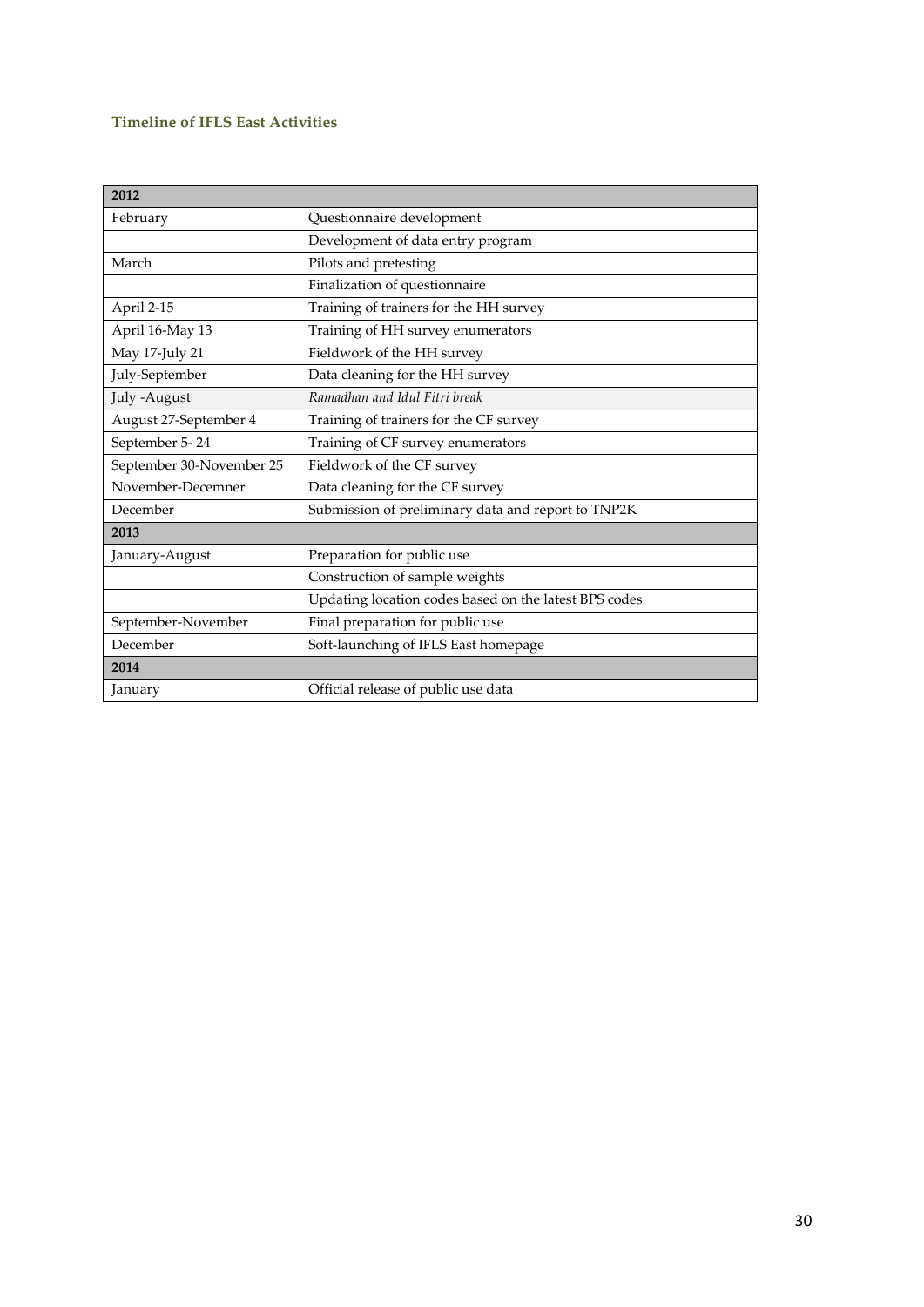### Timeline of IFLS East Activities

| 2012 | |
|---|---|
| February | Questionnaire development |
| | Development of data entry program |
| March | Pilots and pretesting |
| | Finalization of questionnaire |
| April 2-15 | Training of trainers for the HH survey |
| April 16-May 13 | Training of HH survey enumerators |
| May 17-July 21 | Fieldwork of the HH survey |
| July-September | Data cleaning for the HH survey |
| July -August | *Ramadhan and Idul Fitri break* |
| August 27-September 4 | Training of trainers for the CF survey |
| September 5- 24 | Training of CF survey enumerators |
| September 30-November 25 | Fieldwork of the CF survey |
| November-Decemner | Data cleaning for the CF survey |
| December | Submission of preliminary data and report to TNP2K |
| **2013** | |
| January-August | Preparation for public use |
| | Construction of sample weights |
| | Updating location codes based on the latest BPS codes |
| September-November | Final preparation for public use |
| December | Soft-launching of IFLS East homepage |
| **2014** | |
| January | Official release of public use data |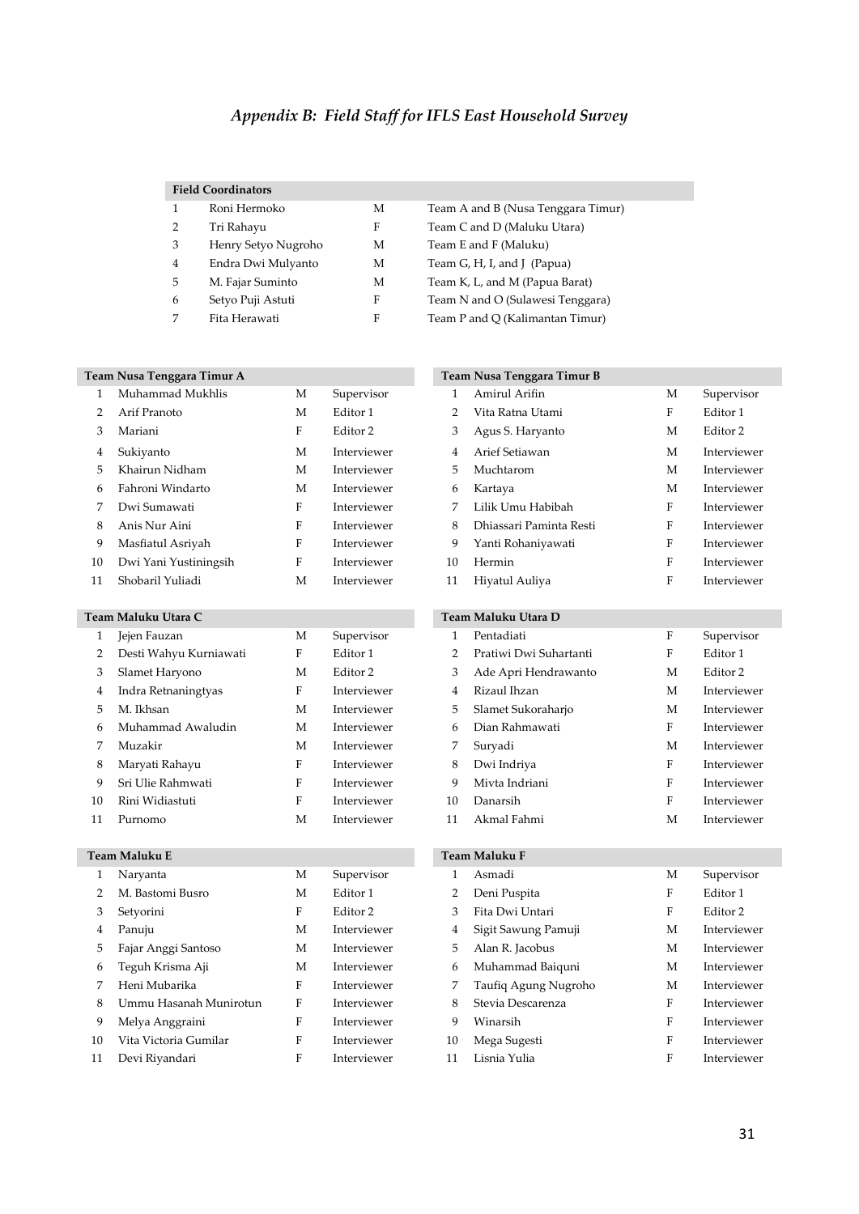## *Appendix B: Field Staff for IFLS East Household Survey*

| Field Coordinators | | | |
|---|---|---|---|
| 1 | Roni Hermoko | M | Team A and B (Nusa Tenggara Timur) |
| 2 | Tri Rahayu | F | Team C and D (Maluku Utara) |
| 3 | Henry Setyo Nugroho | M | Team E and F (Maluku) |
| 4 | Endra Dwi Mulyanto | M | Team G, H, I, and J (Papua) |
| 5 | M. Fajar Suminto | M | Team K, L, and M (Papua Barat) |
| 6 | Setyo Puji Astuti | F | Team N and O (Sulawesi Tenggara) |
| 7 | Fita Herawati | F | Team P and Q (Kalimantan Timur) |

| Team Nusa Tenggara Timur A | | | |
|---|---|---|---|
| 1 | Muhammad Mukhlis | M | Supervisor |
| 2 | Arif Pranoto | M | Editor 1 |
| 3 | Mariani | F | Editor 2 |
| 4 | Sukiyanto | M | Interviewer |
| 5 | Khairun Nidham | M | Interviewer |
| 6 | Fahroni Windarto | M | Interviewer |
| 7 | Dwi Sumawati | F | Interviewer |
| 8 | Anis Nur Aini | F | Interviewer |
| 9 | Masfiatul Asriyah | F | Interviewer |
| 10 | Dwi Yani Yustiningsih | F | Interviewer |
| 11 | Shobaril Yuliadi | M | Interviewer |

| Team Nusa Tenggara Timur B | | | |
|---|---|---|---|
| 1 | Amirul Arifin | M | Supervisor |
| 2 | Vita Ratna Utami | F | Editor 1 |
| 3 | Agus S. Haryanto | M | Editor 2 |
| 4 | Arief Setiawan | M | Interviewer |
| 5 | Muchtarom | M | Interviewer |
| 6 | Kartaya | M | Interviewer |
| 7 | Lilik Umu Habibah | F | Interviewer |
| 8 | Dhiassari Paminta Resti | F | Interviewer |
| 9 | Yanti Rohaniyawati | F | Interviewer |
| 10 | Hermin | F | Interviewer |
| 11 | Hiyatul Auliya | F | Interviewer |

| Team Maluku Utara C | | | |
|---|---|---|---|
| 1 | Jejen Fauzan | M | Supervisor |
| 2 | Desti Wahyu Kurniawati | F | Editor 1 |
| 3 | Slamet Haryono | M | Editor 2 |
| 4 | Indra Retnaningtyas | F | Interviewer |
| 5 | M. Ikhsan | M | Interviewer |
| 6 | Muhammad Awaludin | M | Interviewer |
| 7 | Muzakir | M | Interviewer |
| 8 | Maryati Rahayu | F | Interviewer |
| 9 | Sri Ulie Rahmwati | F | Interviewer |
| 10 | Rini Widiastuti | F | Interviewer |
| 11 | Purnomo | M | Interviewer |

| Team Maluku Utara D | | | |
|---|---|---|---|
| 1 | Pentadiati | F | Supervisor |
| 2 | Pratiwi Dwi Suhartanti | F | Editor 1 |
| 3 | Ade Apri Hendrawanto | M | Editor 2 |
| 4 | Rizaul Ihzan | M | Interviewer |
| 5 | Slamet Sukoraharjo | M | Interviewer |
| 6 | Dian Rahmawati | F | Interviewer |
| 7 | Suryadi | M | Interviewer |
| 8 | Dwi Indriya | F | Interviewer |
| 9 | Mivta Indriani | F | Interviewer |
| 10 | Danarsih | F | Interviewer |
| 11 | Akmal Fahmi | M | Interviewer |

| Team Maluku E | | | |
|---|---|---|---|
| 1 | Naryanta | M | Supervisor |
| 2 | M. Bastomi Busro | M | Editor 1 |
| 3 | Setyorini | F | Editor 2 |
| 4 | Panuju | M | Interviewer |
| 5 | Fajar Anggi Santoso | M | Interviewer |
| 6 | Teguh Krisma Aji | M | Interviewer |
| 7 | Heni Mubarika | F | Interviewer |
| 8 | Ummu Hasanah Munirotun | F | Interviewer |
| 9 | Melya Anggraini | F | Interviewer |
| 10 | Vita Victoria Gumilar | F | Interviewer |
| 11 | Devi Riyandari | F | Interviewer |

| Team Maluku F | | | |
|---|---|---|---|
| 1 | Asmadi | M | Supervisor |
| 2 | Deni Puspita | F | Editor 1 |
| 3 | Fita Dwi Untari | F | Editor 2 |
| 4 | Sigit Sawung Pamuji | M | Interviewer |
| 5 | Alan R. Jacobus | M | Interviewer |
| 6 | Muhammad Baiquni | M | Interviewer |
| 7 | Taufiq Agung Nugroho | M | Interviewer |
| 8 | Stevia Descarenza | F | Interviewer |
| 9 | Winarsih | F | Interviewer |
| 10 | Mega Sugesti | F | Interviewer |
| 11 | Lisnia Yulia | F | Interviewer |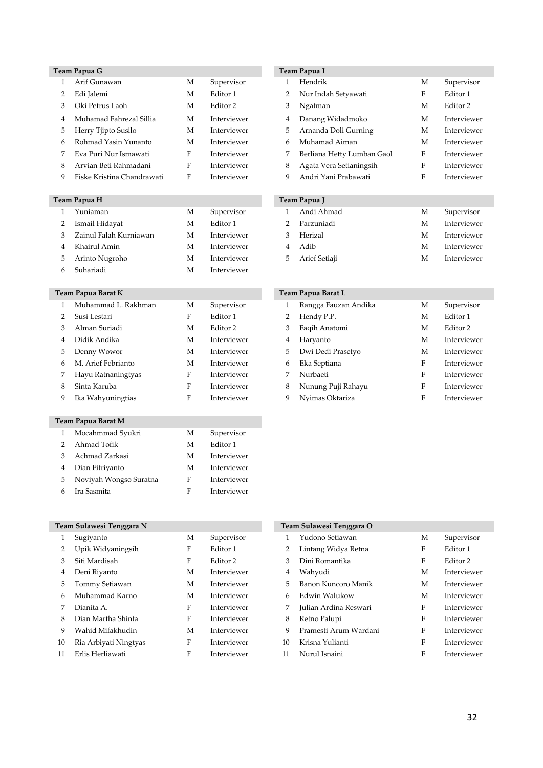**Team Papua G**

| No | Name | Sex | Role |
|---|---|---|---|
| 1 | Arif Gunawan | M | Supervisor |
| 2 | Edi Jalemi | M | Editor 1 |
| 3 | Oki Petrus Laoh | M | Editor 2 |
| 4 | Muhamad Fahrezal Sillia | M | Interviewer |
| 5 | Herry Tjipto Susilo | M | Interviewer |
| 6 | Rohmad Yasin Yunanto | M | Interviewer |
| 7 | Eva Puri Nur Ismawati | F | Interviewer |
| 8 | Arvian Beti Rahmadani | F | Interviewer |
| 9 | Fiske Kristina Chandrawati | F | Interviewer |

**Team Papua I**

| No | Name | Sex | Role |
|---|---|---|---|
| 1 | Hendrik | M | Supervisor |
| 2 | Nur Indah Setyawati | F | Editor 1 |
| 3 | Ngatman | M | Editor 2 |
| 4 | Danang Widadmoko | M | Interviewer |
| 5 | Arnanda Doli Gurning | M | Interviewer |
| 6 | Muhamad Aiman | M | Interviewer |
| 7 | Berliana Hetty Lumban Gaol | F | Interviewer |
| 8 | Agata Vera Setianingsih | F | Interviewer |
| 9 | Andri Yani Prabawati | F | Interviewer |

**Team Papua H**

| No | Name | Sex | Role |
|---|---|---|---|
| 1 | Yuniaman | M | Supervisor |
| 2 | Ismail Hidayat | M | Editor 1 |
| 3 | Zainul Falah Kurniawan | M | Interviewer |
| 4 | Khairul Amin | M | Interviewer |
| 5 | Arinto Nugroho | M | Interviewer |
| 6 | Suhariadi | M | Interviewer |

**Team Papua J**

| No | Name | Sex | Role |
|---|---|---|---|
| 1 | Andi Ahmad | M | Supervisor |
| 2 | Parzuniadi | M | Interviewer |
| 3 | Herizal | M | Interviewer |
| 4 | Adib | M | Interviewer |
| 5 | Arief Setiaji | M | Interviewer |

**Team Papua Barat K**

| No | Name | Sex | Role |
|---|---|---|---|
| 1 | Muhammad L. Rakhman | M | Supervisor |
| 2 | Susi Lestari | F | Editor 1 |
| 3 | Alman Suriadi | M | Editor 2 |
| 4 | Didik Andika | M | Interviewer |
| 5 | Denny Wowor | M | Interviewer |
| 6 | M. Arief Febrianto | M | Interviewer |
| 7 | Hayu Ratnaningtyas | F | Interviewer |
| 8 | Sinta Karuba | F | Interviewer |
| 9 | Ika Wahyuningtias | F | Interviewer |

**Team Papua Barat L**

| No | Name | Sex | Role |
|---|---|---|---|
| 1 | Rangga Fauzan Andika | M | Supervisor |
| 2 | Hendy P.P. | M | Editor 1 |
| 3 | Faqih Anatomi | M | Editor 2 |
| 4 | Haryanto | M | Interviewer |
| 5 | Dwi Dedi Prasetyo | M | Interviewer |
| 6 | Eka Septiana | F | Interviewer |
| 7 | Nurbaeti | F | Interviewer |
| 8 | Nunung Puji Rahayu | F | Interviewer |
| 9 | Nyimas Oktariza | F | Interviewer |

**Team Papua Barat M**

| No | Name | Sex | Role |
|---|---|---|---|
| 1 | Mocahmmad Syukri | M | Supervisor |
| 2 | Ahmad Tofik | M | Editor 1 |
| 3 | Achmad Zarkasi | M | Interviewer |
| 4 | Dian Fitriyanto | M | Interviewer |
| 5 | Noviyah Wongso Suratna | F | Interviewer |
| 6 | Ira Sasmita | F | Interviewer |

**Team Sulawesi Tenggara N**

| No | Name | Sex | Role |
|---|---|---|---|
| 1 | Sugiyanto | M | Supervisor |
| 2 | Upik Widyaningsih | F | Editor 1 |
| 3 | Siti Mardisah | F | Editor 2 |
| 4 | Deni Riyanto | M | Interviewer |
| 5 | Tommy Setiawan | M | Interviewer |
| 6 | Muhammad Karno | M | Interviewer |
| 7 | Dianita A. | F | Interviewer |
| 8 | Dian Martha Shinta | F | Interviewer |
| 9 | Wahid Mifakhudin | M | Interviewer |
| 10 | Ria Arbiyati Ningtyas | F | Interviewer |
| 11 | Erlis Herliawati | F | Interviewer |

**Team Sulawesi Tenggara O**

| No | Name | Sex | Role |
|---|---|---|---|
| 1 | Yudono Setiawan | M | Supervisor |
| 2 | Lintang Widya Retna | F | Editor 1 |
| 3 | Dini Romantika | F | Editor 2 |
| 4 | Wahyudi | M | Interviewer |
| 5 | Banon Kuncoro Manik | M | Interviewer |
| 6 | Edwin Walukow | M | Interviewer |
| 7 | Julian Ardina Reswari | F | Interviewer |
| 8 | Retno Palupi | F | Interviewer |
| 9 | Pramesti Arum Wardani | F | Interviewer |
| 10 | Krisna Yulianti | F | Interviewer |
| 11 | Nurul Isnaini | F | Interviewer |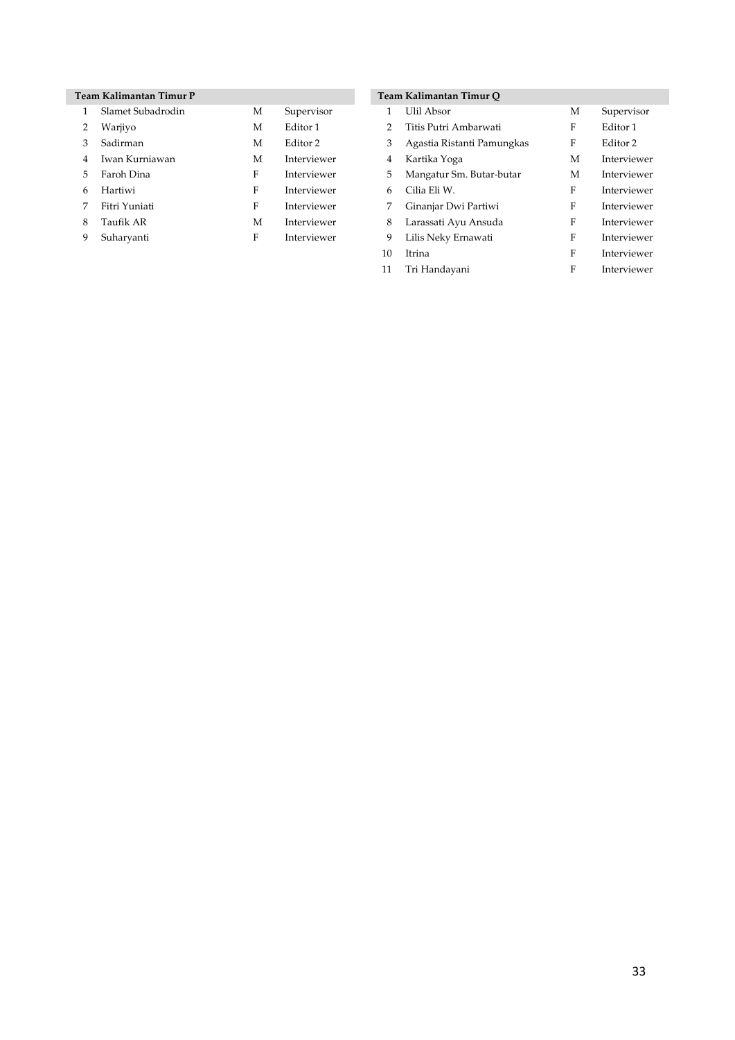| Team Kalimantan Timur P | | | |
|---|---|---|---|
| 1 | Slamet Subadrodin | M | Supervisor |
| 2 | Warjiyo | M | Editor 1 |
| 3 | Sadirman | M | Editor 2 |
| 4 | Iwan Kurniawan | M | Interviewer |
| 5 | Faroh Dina | F | Interviewer |
| 6 | Hartiwi | F | Interviewer |
| 7 | Fitri Yuniati | F | Interviewer |
| 8 | Taufik AR | M | Interviewer |
| 9 | Suharyanti | F | Interviewer |

| Team Kalimantan Timur Q | | | |
|---|---|---|---|
| 1 | Ulil Absor | M | Supervisor |
| 2 | Titis Putri Ambarwati | F | Editor 1 |
| 3 | Agastia Ristanti Pamungkas | F | Editor 2 |
| 4 | Kartika Yoga | M | Interviewer |
| 5 | Mangatur Sm. Butar-butar | M | Interviewer |
| 6 | Cilia Eli W. | F | Interviewer |
| 7 | Ginanjar Dwi Partiwi | F | Interviewer |
| 8 | Larassati Ayu Ansuda | F | Interviewer |
| 9 | Lilis Neky Ernawati | F | Interviewer |
| 10 | Itrina | F | Interviewer |
| 11 | Tri Handayani | F | Interviewer |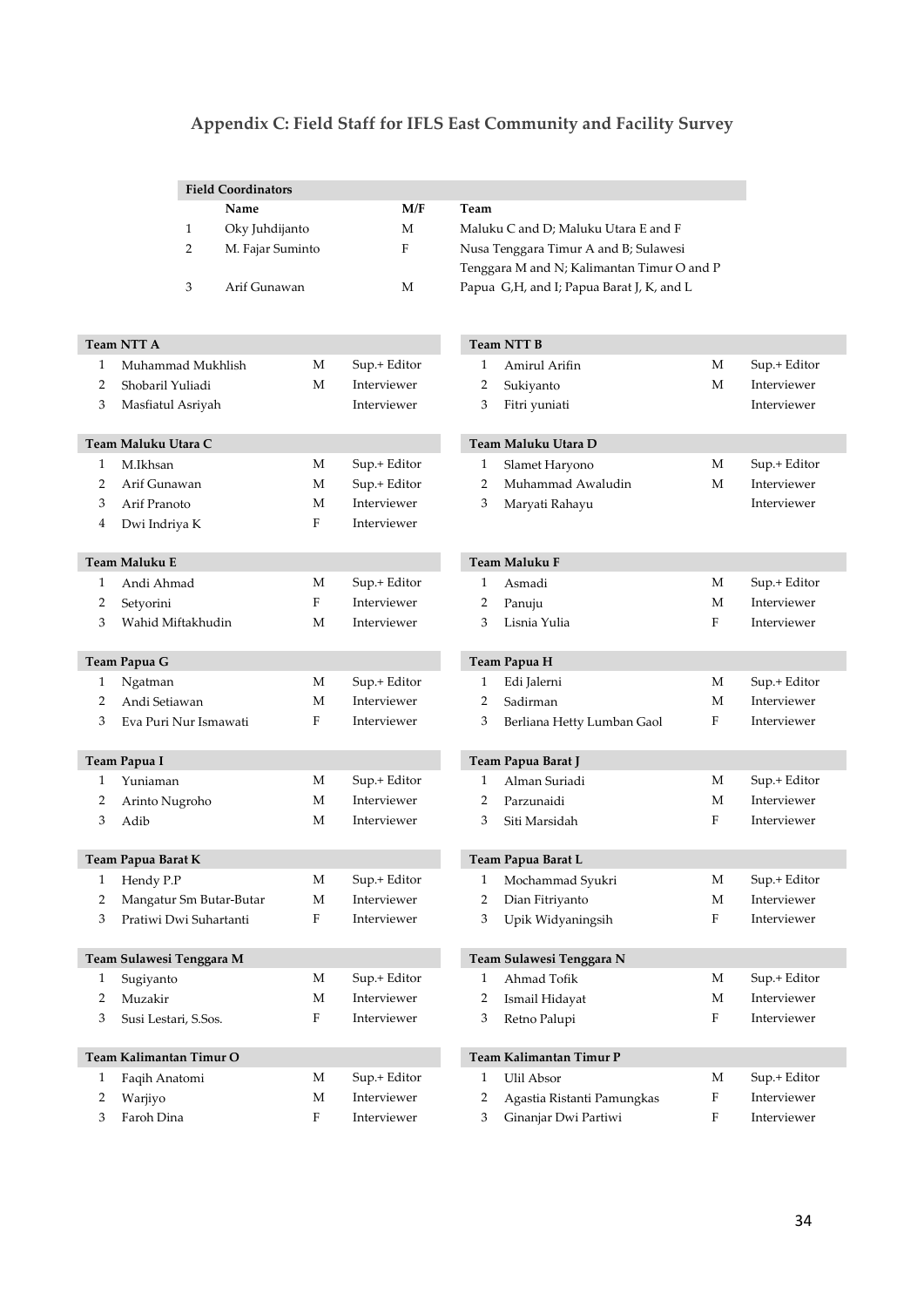## Appendix C: Field Staff for IFLS East Community and Facility Survey

| Field Coordinators | | | |
|---|---|---|---|
| | Name | M/F | Team |
| 1 | Oky Juhdijanto | M | Maluku C and D; Maluku Utara E and F |
| 2 | M. Fajar Suminto | F | Nusa Tenggara Timur A and B; Sulawesi Tenggara M and N; Kalimantan Timur O and P |
| 3 | Arif Gunawan | M | Papua G,H, and I; Papua Barat J, K, and L |

| Team NTT A | | | |
|---|---|---|---|
| 1 | Muhammad Mukhlish | M | Sup.+ Editor |
| 2 | Shobaril Yuliadi | M | Interviewer |
| 3 | Masfiatul Asriyah | | Interviewer |

| Team NTT B | | | |
|---|---|---|---|
| 1 | Amirul Arifin | M | Sup.+ Editor |
| 2 | Sukiyanto | M | Interviewer |
| 3 | Fitri yuniati | | Interviewer |

| Team Maluku Utara C | | | |
|---|---|---|---|
| 1 | M.Ikhsan | M | Sup.+ Editor |
| 2 | Arif Gunawan | M | Sup.+ Editor |
| 3 | Arif Pranoto | M | Interviewer |
| 4 | Dwi Indriya K | F | Interviewer |

| Team Maluku Utara D | | | |
|---|---|---|---|
| 1 | Slamet Haryono | M | Sup.+ Editor |
| 2 | Muhammad Awaludin | M | Interviewer |
| 3 | Maryati Rahayu | | Interviewer |

| Team Maluku E | | | |
|---|---|---|---|
| 1 | Andi Ahmad | M | Sup.+ Editor |
| 2 | Setyorini | F | Interviewer |
| 3 | Wahid Miftakhudin | M | Interviewer |

| Team Maluku F | | | |
|---|---|---|---|
| 1 | Asmadi | M | Sup.+ Editor |
| 2 | Panuju | M | Interviewer |
| 3 | Lisnia Yulia | F | Interviewer |

| Team Papua G | | | |
|---|---|---|---|
| 1 | Ngatman | M | Sup.+ Editor |
| 2 | Andi Setiawan | M | Interviewer |
| 3 | Eva Puri Nur Ismawati | F | Interviewer |

| Team Papua H | | | |
|---|---|---|---|
| 1 | Edi Jalerni | M | Sup.+ Editor |
| 2 | Sadirman | M | Interviewer |
| 3 | Berliana Hetty Lumban Gaol | F | Interviewer |

| Team Papua I | | | |
|---|---|---|---|
| 1 | Yuniaman | M | Sup.+ Editor |
| 2 | Arinto Nugroho | M | Interviewer |
| 3 | Adib | M | Interviewer |

| Team Papua Barat J | | | |
|---|---|---|---|
| 1 | Alman Suriadi | M | Sup.+ Editor |
| 2 | Parzunaidi | M | Interviewer |
| 3 | Siti Marsidah | F | Interviewer |

| Team Papua Barat K | | | |
|---|---|---|---|
| 1 | Hendy P.P | M | Sup.+ Editor |
| 2 | Mangatur Sm Butar-Butar | M | Interviewer |
| 3 | Pratiwi Dwi Suhartanti | F | Interviewer |

| Team Papua Barat L | | | |
|---|---|---|---|
| 1 | Mochammad Syukri | M | Sup.+ Editor |
| 2 | Dian Fitriyanto | M | Interviewer |
| 3 | Upik Widyaningsih | F | Interviewer |

| Team Sulawesi Tenggara M | | | |
|---|---|---|---|
| 1 | Sugiyanto | M | Sup.+ Editor |
| 2 | Muzakir | M | Interviewer |
| 3 | Susi Lestari, S.Sos. | F | Interviewer |

| Team Sulawesi Tenggara N | | | |
|---|---|---|---|
| 1 | Ahmad Tofik | M | Sup.+ Editor |
| 2 | Ismail Hidayat | M | Interviewer |
| 3 | Retno Palupi | F | Interviewer |

| Team Kalimantan Timur O | | | |
|---|---|---|---|
| 1 | Faqih Anatomi | M | Sup.+ Editor |
| 2 | Warjiyo | M | Interviewer |
| 3 | Faroh Dina | F | Interviewer |

| Team Kalimantan Timur P | | | |
|---|---|---|---|
| 1 | Ulil Absor | M | Sup.+ Editor |
| 2 | Agastia Ristanti Pamungkas | F | Interviewer |
| 3 | Ginanjar Dwi Partiwi | F | Interviewer |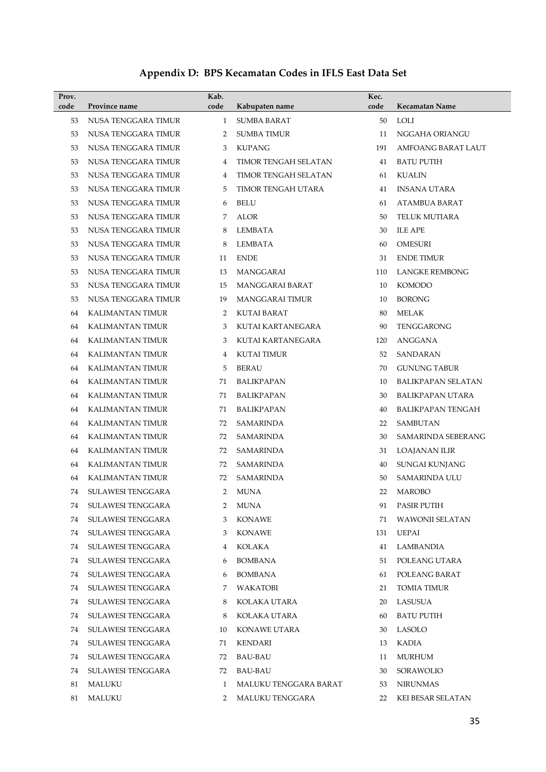## Appendix D: BPS Kecamatan Codes in IFLS East Data Set

| Prov. code | Province name | Kab. code | Kabupaten name | Kec. code | Kecamatan Name |
|---|---|---|---|---|---|
| 53 | NUSA TENGGARA TIMUR | 1 | SUMBA BARAT | 50 | LOLI |
| 53 | NUSA TENGGARA TIMUR | 2 | SUMBA TIMUR | 11 | NGGAHA ORIANGU |
| 53 | NUSA TENGGARA TIMUR | 3 | KUPANG | 191 | AMFOANG BARAT LAUT |
| 53 | NUSA TENGGARA TIMUR | 4 | TIMOR TENGAH SELATAN | 41 | BATU PUTIH |
| 53 | NUSA TENGGARA TIMUR | 4 | TIMOR TENGAH SELATAN | 61 | KUALIN |
| 53 | NUSA TENGGARA TIMUR | 5 | TIMOR TENGAH UTARA | 41 | INSANA UTARA |
| 53 | NUSA TENGGARA TIMUR | 6 | BELU | 61 | ATAMBUA BARAT |
| 53 | NUSA TENGGARA TIMUR | 7 | ALOR | 50 | TELUK MUTIARA |
| 53 | NUSA TENGGARA TIMUR | 8 | LEMBATA | 30 | ILE APE |
| 53 | NUSA TENGGARA TIMUR | 8 | LEMBATA | 60 | OMESURI |
| 53 | NUSA TENGGARA TIMUR | 11 | ENDE | 31 | ENDE TIMUR |
| 53 | NUSA TENGGARA TIMUR | 13 | MANGGARAI | 110 | LANGKE REMBONG |
| 53 | NUSA TENGGARA TIMUR | 15 | MANGGARAI BARAT | 10 | KOMODO |
| 53 | NUSA TENGGARA TIMUR | 19 | MANGGARAI TIMUR | 10 | BORONG |
| 64 | KALIMANTAN TIMUR | 2 | KUTAI BARAT | 80 | MELAK |
| 64 | KALIMANTAN TIMUR | 3 | KUTAI KARTANEGARA | 90 | TENGGARONG |
| 64 | KALIMANTAN TIMUR | 3 | KUTAI KARTANEGARA | 120 | ANGGANA |
| 64 | KALIMANTAN TIMUR | 4 | KUTAI TIMUR | 52 | SANDARAN |
| 64 | KALIMANTAN TIMUR | 5 | BERAU | 70 | GUNUNG TABUR |
| 64 | KALIMANTAN TIMUR | 71 | BALIKPAPAN | 10 | BALIKPAPAN SELATAN |
| 64 | KALIMANTAN TIMUR | 71 | BALIKPAPAN | 30 | BALIKPAPAN UTARA |
| 64 | KALIMANTAN TIMUR | 71 | BALIKPAPAN | 40 | BALIKPAPAN TENGAH |
| 64 | KALIMANTAN TIMUR | 72 | SAMARINDA | 22 | SAMBUTAN |
| 64 | KALIMANTAN TIMUR | 72 | SAMARINDA | 30 | SAMARINDA SEBERANG |
| 64 | KALIMANTAN TIMUR | 72 | SAMARINDA | 31 | LOAJANAN ILIR |
| 64 | KALIMANTAN TIMUR | 72 | SAMARINDA | 40 | SUNGAI KUNJANG |
| 64 | KALIMANTAN TIMUR | 72 | SAMARINDA | 50 | SAMARINDA ULU |
| 74 | SULAWESI TENGGARA | 2 | MUNA | 22 | MAROBO |
| 74 | SULAWESI TENGGARA | 2 | MUNA | 91 | PASIR PUTIH |
| 74 | SULAWESI TENGGARA | 3 | KONAWE | 71 | WAWONII SELATAN |
| 74 | SULAWESI TENGGARA | 3 | KONAWE | 131 | UEPAI |
| 74 | SULAWESI TENGGARA | 4 | KOLAKA | 41 | LAMBANDIA |
| 74 | SULAWESI TENGGARA | 6 | BOMBANA | 51 | POLEANG UTARA |
| 74 | SULAWESI TENGGARA | 6 | BOMBANA | 61 | POLEANG BARAT |
| 74 | SULAWESI TENGGARA | 7 | WAKATOBI | 21 | TOMIA TIMUR |
| 74 | SULAWESI TENGGARA | 8 | KOLAKA UTARA | 20 | LASUSUA |
| 74 | SULAWESI TENGGARA | 8 | KOLAKA UTARA | 60 | BATU PUTIH |
| 74 | SULAWESI TENGGARA | 10 | KONAWE UTARA | 30 | LASOLO |
| 74 | SULAWESI TENGGARA | 71 | KENDARI | 13 | KADIA |
| 74 | SULAWESI TENGGARA | 72 | BAU-BAU | 11 | MURHUM |
| 74 | SULAWESI TENGGARA | 72 | BAU-BAU | 30 | SORAWOLIO |
| 81 | MALUKU | 1 | MALUKU TENGGARA BARAT | 53 | NIRUNMAS |
| 81 | MALUKU | 2 | MALUKU TENGGARA | 22 | KEI BESAR SELATAN |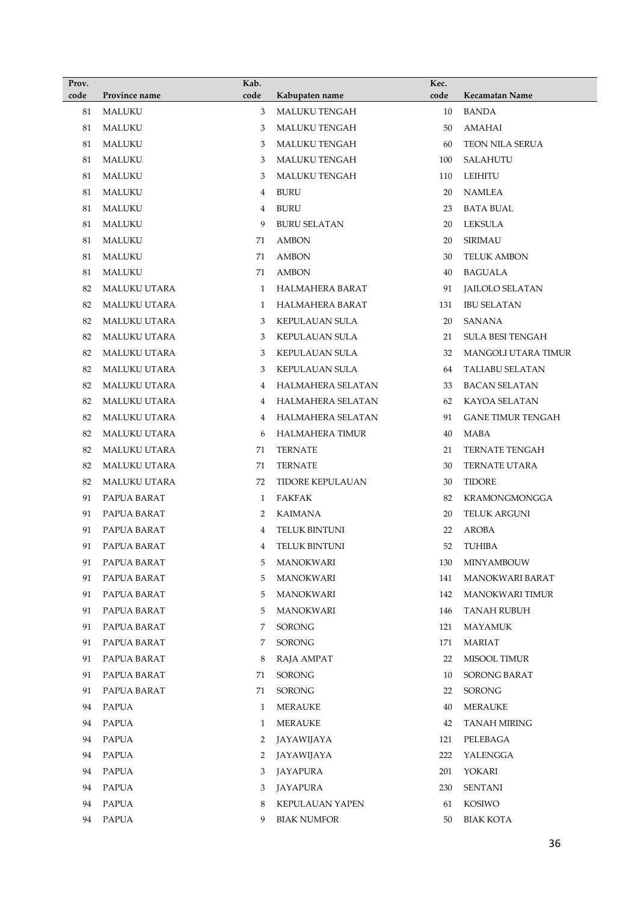| Prov. code | Province name | Kab. code | Kabupaten name | Kec. code | Kecamatan Name |
|---|---|---|---|---|---|
| 81 | MALUKU | 3 | MALUKU TENGAH | 10 | BANDA |
| 81 | MALUKU | 3 | MALUKU TENGAH | 50 | AMAHAI |
| 81 | MALUKU | 3 | MALUKU TENGAH | 60 | TEON NILA SERUA |
| 81 | MALUKU | 3 | MALUKU TENGAH | 100 | SALAHUTU |
| 81 | MALUKU | 3 | MALUKU TENGAH | 110 | LEIHITU |
| 81 | MALUKU | 4 | BURU | 20 | NAMLEA |
| 81 | MALUKU | 4 | BURU | 23 | BATA BUAL |
| 81 | MALUKU | 9 | BURU SELATAN | 20 | LEKSULA |
| 81 | MALUKU | 71 | AMBON | 20 | SIRIMAU |
| 81 | MALUKU | 71 | AMBON | 30 | TELUK AMBON |
| 81 | MALUKU | 71 | AMBON | 40 | BAGUALA |
| 82 | MALUKU UTARA | 1 | HALMAHERA BARAT | 91 | JAILOLO SELATAN |
| 82 | MALUKU UTARA | 1 | HALMAHERA BARAT | 131 | IBU SELATAN |
| 82 | MALUKU UTARA | 3 | KEPULAUAN SULA | 20 | SANANA |
| 82 | MALUKU UTARA | 3 | KEPULAUAN SULA | 21 | SULA BESI TENGAH |
| 82 | MALUKU UTARA | 3 | KEPULAUAN SULA | 32 | MANGOLI UTARA TIMUR |
| 82 | MALUKU UTARA | 3 | KEPULAUAN SULA | 64 | TALIABU SELATAN |
| 82 | MALUKU UTARA | 4 | HALMAHERA SELATAN | 33 | BACAN SELATAN |
| 82 | MALUKU UTARA | 4 | HALMAHERA SELATAN | 62 | KAYOA SELATAN |
| 82 | MALUKU UTARA | 4 | HALMAHERA SELATAN | 91 | GANE TIMUR TENGAH |
| 82 | MALUKU UTARA | 6 | HALMAHERA TIMUR | 40 | MABA |
| 82 | MALUKU UTARA | 71 | TERNATE | 21 | TERNATE TENGAH |
| 82 | MALUKU UTARA | 71 | TERNATE | 30 | TERNATE UTARA |
| 82 | MALUKU UTARA | 72 | TIDORE KEPULAUAN | 30 | TIDORE |
| 91 | PAPUA BARAT | 1 | FAKFAK | 82 | KRAMONGMONGGA |
| 91 | PAPUA BARAT | 2 | KAIMANA | 20 | TELUK ARGUNI |
| 91 | PAPUA BARAT | 4 | TELUK BINTUNI | 22 | AROBA |
| 91 | PAPUA BARAT | 4 | TELUK BINTUNI | 52 | TUHIBA |
| 91 | PAPUA BARAT | 5 | MANOKWARI | 130 | MINYAMBOUW |
| 91 | PAPUA BARAT | 5 | MANOKWARI | 141 | MANOKWARI BARAT |
| 91 | PAPUA BARAT | 5 | MANOKWARI | 142 | MANOKWARI TIMUR |
| 91 | PAPUA BARAT | 5 | MANOKWARI | 146 | TANAH RUBUH |
| 91 | PAPUA BARAT | 7 | SORONG | 121 | MAYAMUK |
| 91 | PAPUA BARAT | 7 | SORONG | 171 | MARIAT |
| 91 | PAPUA BARAT | 8 | RAJA AMPAT | 22 | MISOOL TIMUR |
| 91 | PAPUA BARAT | 71 | SORONG | 10 | SORONG BARAT |
| 91 | PAPUA BARAT | 71 | SORONG | 22 | SORONG |
| 94 | PAPUA | 1 | MERAUKE | 40 | MERAUKE |
| 94 | PAPUA | 1 | MERAUKE | 42 | TANAH MIRING |
| 94 | PAPUA | 2 | JAYAWIJAYA | 121 | PELEBAGA |
| 94 | PAPUA | 2 | JAYAWIJAYA | 222 | YALENGGA |
| 94 | PAPUA | 3 | JAYAPURA | 201 | YOKARI |
| 94 | PAPUA | 3 | JAYAPURA | 230 | SENTANI |
| 94 | PAPUA | 8 | KEPULAUAN YAPEN | 61 | KOSIWO |
| 94 | PAPUA | 9 | BIAK NUMFOR | 50 | BIAK KOTA |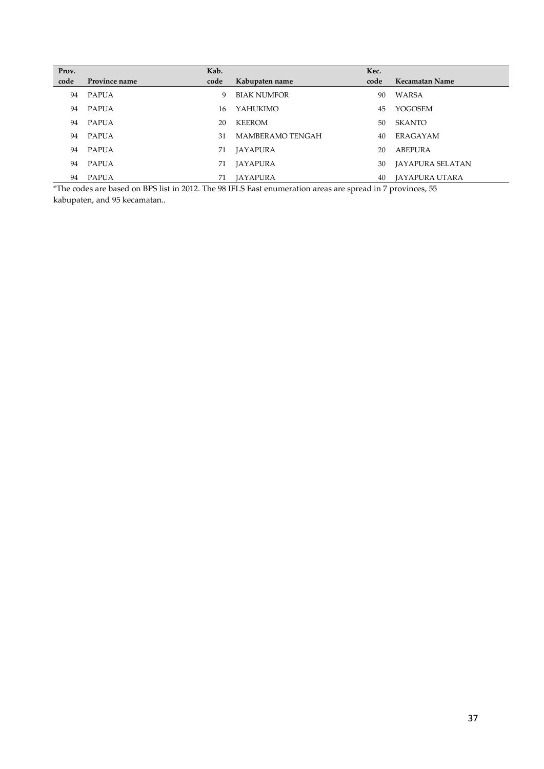| Prov. code | Province name | Kab. code | Kabupaten name | Kec. code | Kecamatan Name |
|---|---|---|---|---|---|
| 94 | PAPUA | 9 | BIAK NUMFOR | 90 | WARSA |
| 94 | PAPUA | 16 | YAHUKIMO | 45 | YOGOSEM |
| 94 | PAPUA | 20 | KEEROM | 50 | SKANTO |
| 94 | PAPUA | 31 | MAMBERAMO TENGAH | 40 | ERAGAYAM |
| 94 | PAPUA | 71 | JAYAPURA | 20 | ABEPURA |
| 94 | PAPUA | 71 | JAYAPURA | 30 | JAYAPURA SELATAN |
| 94 | PAPUA | 71 | JAYAPURA | 40 | JAYAPURA UTARA |

*The codes are based on BPS list in 2012. The 98 IFLS East enumeration areas are spread in 7 provinces, 55 kabupaten, and 95 kecamatan..